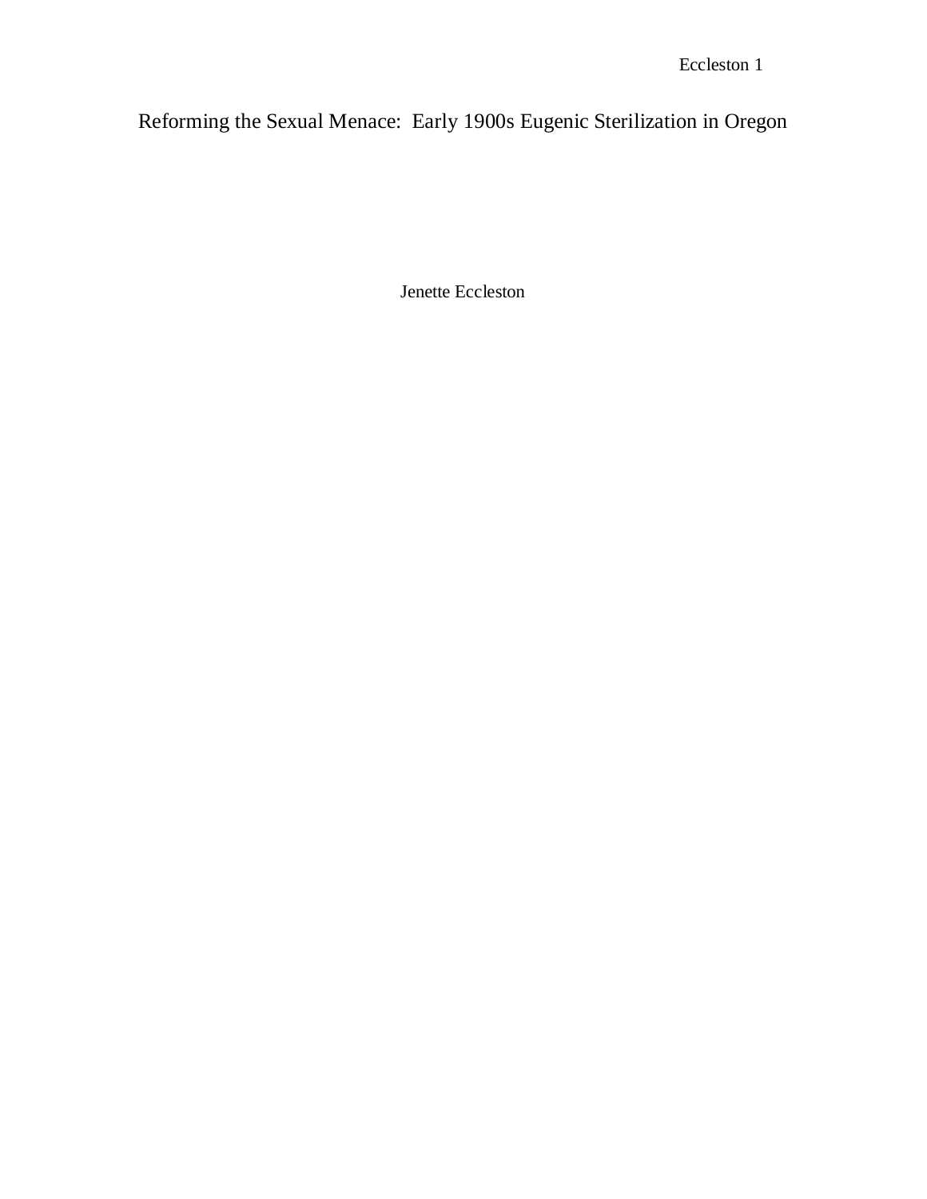# Reforming the Sexual Menace: Early 1900s Eugenic Sterilization in Oregon

Jenette Eccleston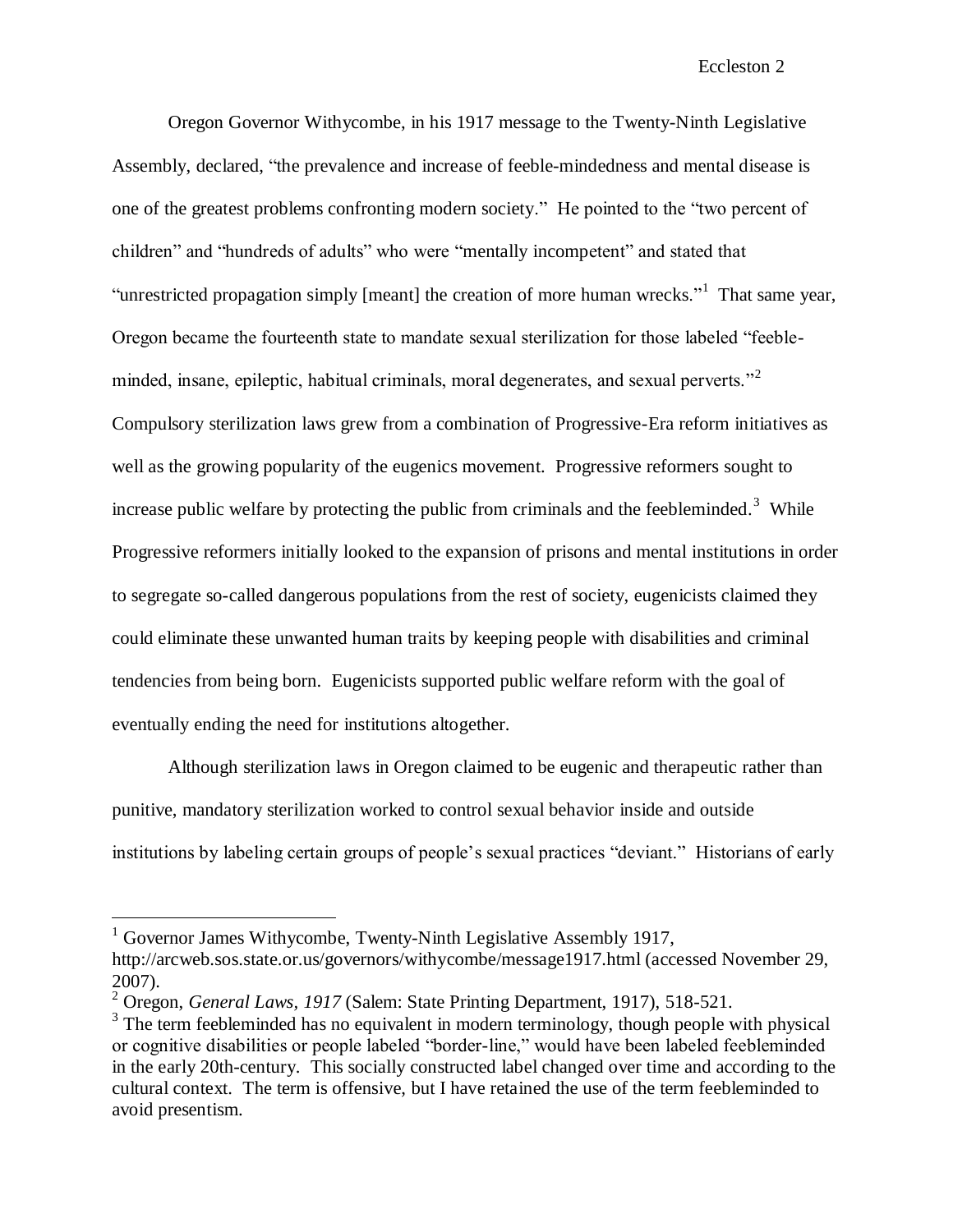Oregon Governor Withycombe, in his 1917 message to the Twenty-Ninth Legislative Assembly, declared, "the prevalence and increase of feeble-mindedness and mental disease is one of the greatest problems confronting modern society." He pointed to the "two percent of children" and "hundreds of adults" who were "mentally incompetent" and stated that "unrestricted propagation simply [meant] the creation of more human wrecks."[1] That same year, Oregon became the fourteenth state to mandate sexual sterilization for those labeled "feeble-minded, insane, epileptic, habitual criminals, moral degenerates, and sexual perverts."[2] Compulsory sterilization laws grew from a combination of Progressive-Era reform initiatives as well as the growing popularity of the eugenics movement. Progressive reformers sought to increase public welfare by protecting the public from criminals and the feebleminded.[3] While Progressive reformers initially looked to the expansion of prisons and mental institutions in order to segregate so-called dangerous populations from the rest of society, eugenicists claimed they could eliminate these unwanted human traits by keeping people with disabilities and criminal tendencies from being born. Eugenicists supported public welfare reform with the goal of eventually ending the need for institutions altogether.

Although sterilization laws in Oregon claimed to be eugenic and therapeutic rather than punitive, mandatory sterilization worked to control sexual behavior inside and outside institutions by labeling certain groups of people's sexual practices "deviant." Historians of early

---

[1] Governor James Withycombe, Twenty-Ninth Legislative Assembly 1917, http://arcweb.sos.state.or.us/governors/withycombe/message1917.html (accessed November 29, 2007).

[2] Oregon, *General Laws, 1917* (Salem: State Printing Department, 1917), 518-521.

[3] The term feebleminded has no equivalent in modern terminology, though people with physical or cognitive disabilities or people labeled "border-line," would have been labeled feebleminded in the early 20th-century. This socially constructed label changed over time and according to the cultural context. The term is offensive, but I have retained the use of the term feebleminded to avoid presentism.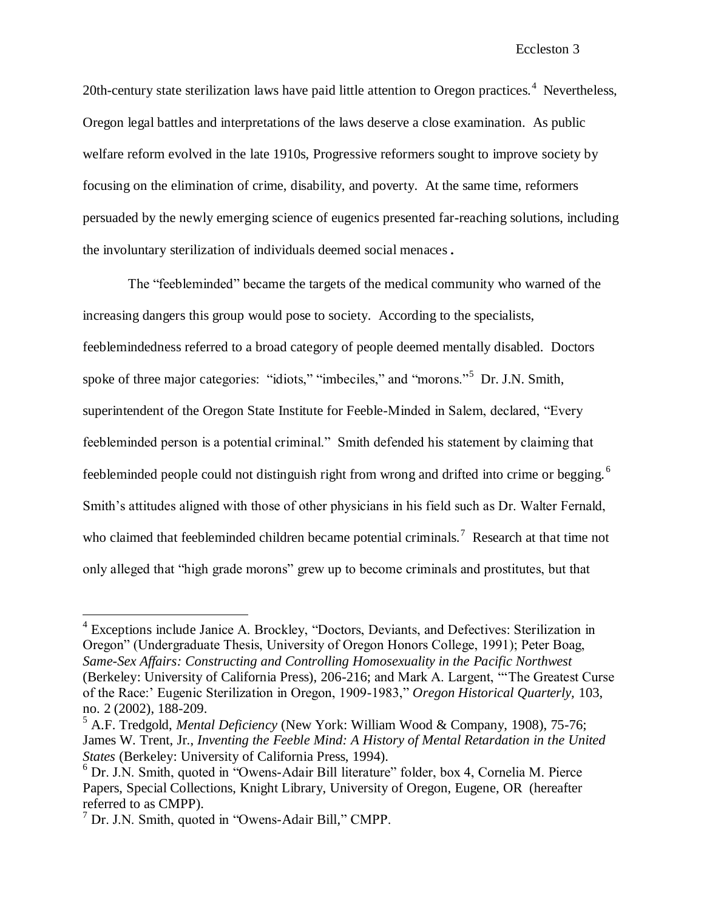20th-century state sterilization laws have paid little attention to Oregon practices.[4] Nevertheless, Oregon legal battles and interpretations of the laws deserve a close examination. As public welfare reform evolved in the late 1910s, Progressive reformers sought to improve society by focusing on the elimination of crime, disability, and poverty. At the same time, reformers persuaded by the newly emerging science of eugenics presented far-reaching solutions, including the involuntary sterilization of individuals deemed social menaces.

The "feebleminded" became the targets of the medical community who warned of the increasing dangers this group would pose to society. According to the specialists, feeblemindedness referred to a broad category of people deemed mentally disabled. Doctors spoke of three major categories: "idiots," "imbeciles," and "morons."[5] Dr. J.N. Smith, superintendent of the Oregon State Institute for Feeble-Minded in Salem, declared, "Every feebleminded person is a potential criminal." Smith defended his statement by claiming that feebleminded people could not distinguish right from wrong and drifted into crime or begging.[6] Smith's attitudes aligned with those of other physicians in his field such as Dr. Walter Fernald, who claimed that feebleminded children became potential criminals.[7] Research at that time not only alleged that "high grade morons" grew up to become criminals and prostitutes, but that

---

[4] Exceptions include Janice A. Brockley, "Doctors, Deviants, and Defectives: Sterilization in Oregon" (Undergraduate Thesis, University of Oregon Honors College, 1991); Peter Boag, *Same-Sex Affairs: Constructing and Controlling Homosexuality in the Pacific Northwest* (Berkeley: University of California Press), 206-216; and Mark A. Largent, "'The Greatest Curse of the Race:' Eugenic Sterilization in Oregon, 1909-1983," *Oregon Historical Quarterly,* 103, no. 2 (2002), 188-209.

[5] A.F. Tredgold, *Mental Deficiency* (New York: William Wood & Company, 1908), 75-76; James W. Trent, Jr., *Inventing the Feeble Mind: A History of Mental Retardation in the United States* (Berkeley: University of California Press, 1994).

[6] Dr. J.N. Smith, quoted in "Owens-Adair Bill literature" folder, box 4, Cornelia M. Pierce Papers, Special Collections, Knight Library, University of Oregon, Eugene, OR (hereafter referred to as CMPP).

[7] Dr. J.N. Smith, quoted in "Owens-Adair Bill," CMPP.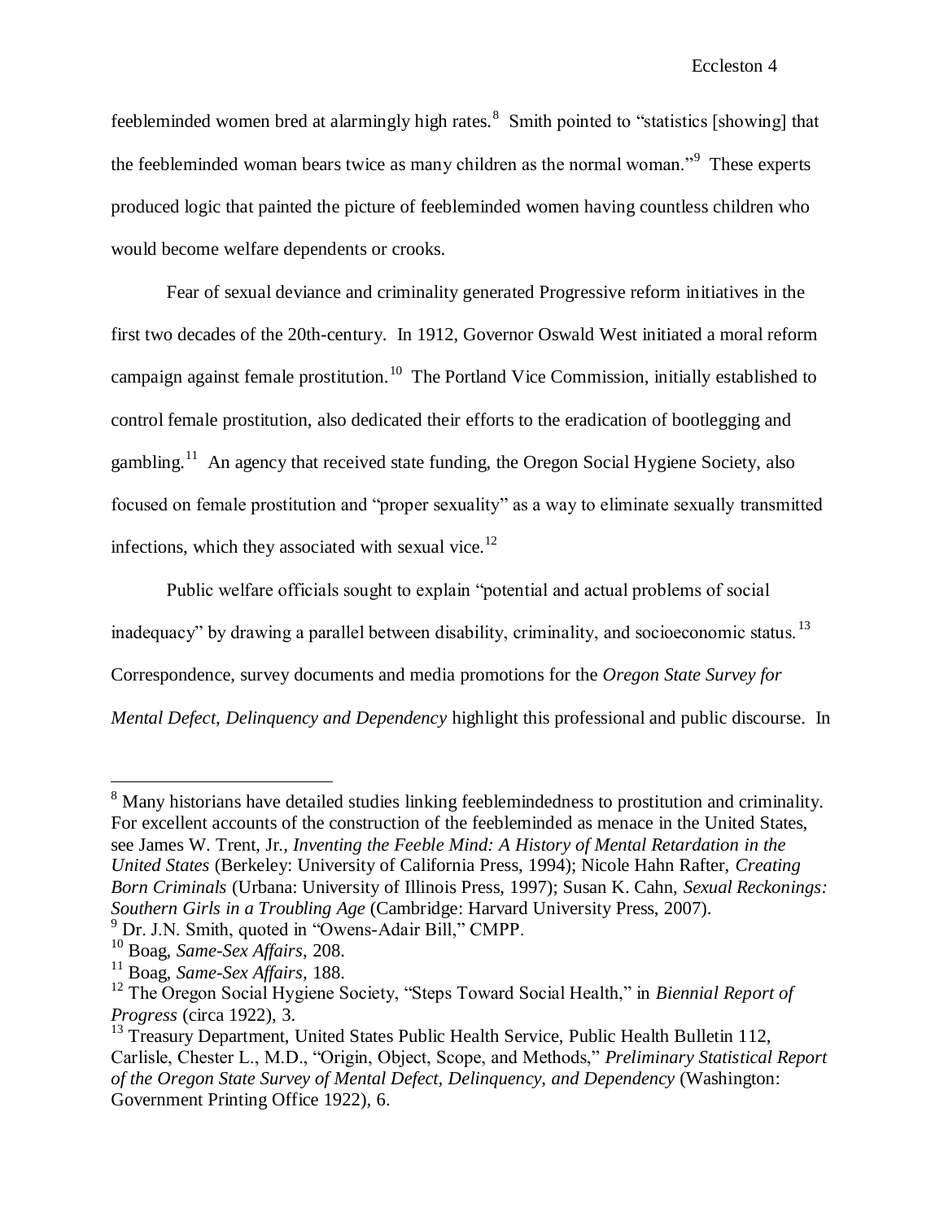feebleminded women bred at alarmingly high rates.[8] Smith pointed to "statistics [showing] that the feebleminded woman bears twice as many children as the normal woman."[9] These experts produced logic that painted the picture of feebleminded women having countless children who would become welfare dependents or crooks.

Fear of sexual deviance and criminality generated Progressive reform initiatives in the first two decades of the 20th-century. In 1912, Governor Oswald West initiated a moral reform campaign against female prostitution.[10] The Portland Vice Commission, initially established to control female prostitution, also dedicated their efforts to the eradication of bootlegging and gambling.[11] An agency that received state funding, the Oregon Social Hygiene Society, also focused on female prostitution and "proper sexuality" as a way to eliminate sexually transmitted infections, which they associated with sexual vice.[12]

Public welfare officials sought to explain "potential and actual problems of social inadequacy" by drawing a parallel between disability, criminality, and socioeconomic status.[13] Correspondence, survey documents and media promotions for the *Oregon State Survey for Mental Defect, Delinquency and Dependency* highlight this professional and public discourse. In

---

[8] Many historians have detailed studies linking feeblemindedness to prostitution and criminality. For excellent accounts of the construction of the feebleminded as menace in the United States, see James W. Trent, Jr., *Inventing the Feeble Mind: A History of Mental Retardation in the United States* (Berkeley: University of California Press, 1994); Nicole Hahn Rafter, *Creating Born Criminals* (Urbana: University of Illinois Press, 1997); Susan K. Cahn, *Sexual Reckonings: Southern Girls in a Troubling Age* (Cambridge: Harvard University Press, 2007).

[9] Dr. J.N. Smith, quoted in "Owens-Adair Bill," CMPP.

[10] Boag, *Same-Sex Affairs*, 208.

[11] Boag, *Same-Sex Affairs*, 188.

[12] The Oregon Social Hygiene Society, "Steps Toward Social Health," in *Biennial Report of Progress* (circa 1922), 3.

[13] Treasury Department, United States Public Health Service, Public Health Bulletin 112, Carlisle, Chester L., M.D., "Origin, Object, Scope, and Methods," *Preliminary Statistical Report of the Oregon State Survey of Mental Defect, Delinquency, and Dependency* (Washington: Government Printing Office 1922), 6.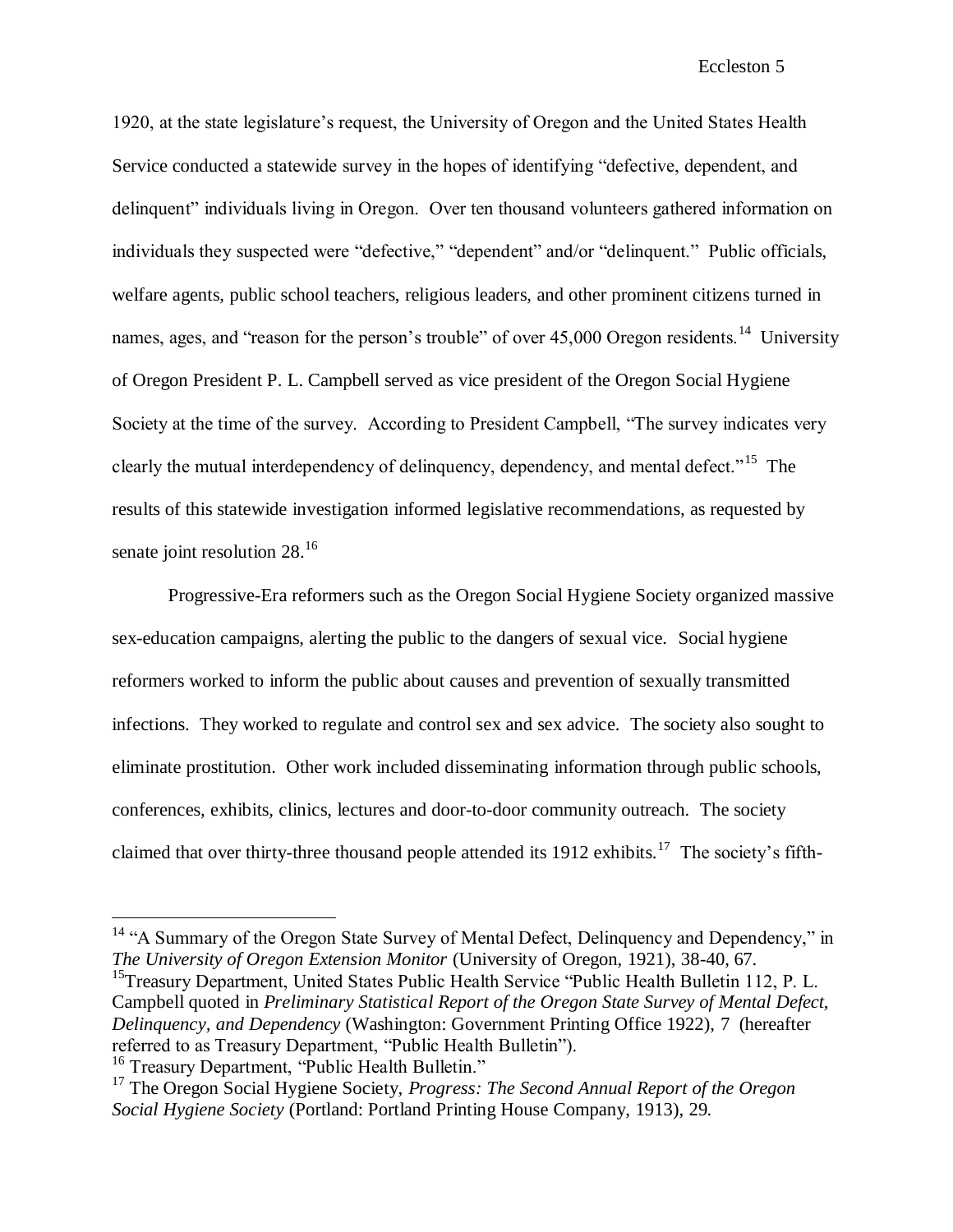1920, at the state legislature's request, the University of Oregon and the United States Health Service conducted a statewide survey in the hopes of identifying "defective, dependent, and delinquent" individuals living in Oregon. Over ten thousand volunteers gathered information on individuals they suspected were "defective," "dependent" and/or "delinquent." Public officials, welfare agents, public school teachers, religious leaders, and other prominent citizens turned in names, ages, and "reason for the person's trouble" of over 45,000 Oregon residents.[14] University of Oregon President P. L. Campbell served as vice president of the Oregon Social Hygiene Society at the time of the survey. According to President Campbell, "The survey indicates very clearly the mutual interdependency of delinquency, dependency, and mental defect."[15] The results of this statewide investigation informed legislative recommendations, as requested by senate joint resolution 28.[16]

Progressive-Era reformers such as the Oregon Social Hygiene Society organized massive sex-education campaigns, alerting the public to the dangers of sexual vice. Social hygiene reformers worked to inform the public about causes and prevention of sexually transmitted infections. They worked to regulate and control sex and sex advice. The society also sought to eliminate prostitution. Other work included disseminating information through public schools, conferences, exhibits, clinics, lectures and door-to-door community outreach. The society claimed that over thirty-three thousand people attended its 1912 exhibits.[17] The society's fifth-

---

[14] "A Summary of the Oregon State Survey of Mental Defect, Delinquency and Dependency," in *The University of Oregon Extension Monitor* (University of Oregon, 1921), 38-40, 67.

[15] Treasury Department, United States Public Health Service "Public Health Bulletin 112, P. L. Campbell quoted in *Preliminary Statistical Report of the Oregon State Survey of Mental Defect, Delinquency, and Dependency* (Washington: Government Printing Office 1922), 7 (hereafter referred to as Treasury Department, "Public Health Bulletin").

[16] Treasury Department, "Public Health Bulletin."

[17] The Oregon Social Hygiene Society, *Progress: The Second Annual Report of the Oregon Social Hygiene Society* (Portland: Portland Printing House Company, 1913), 29.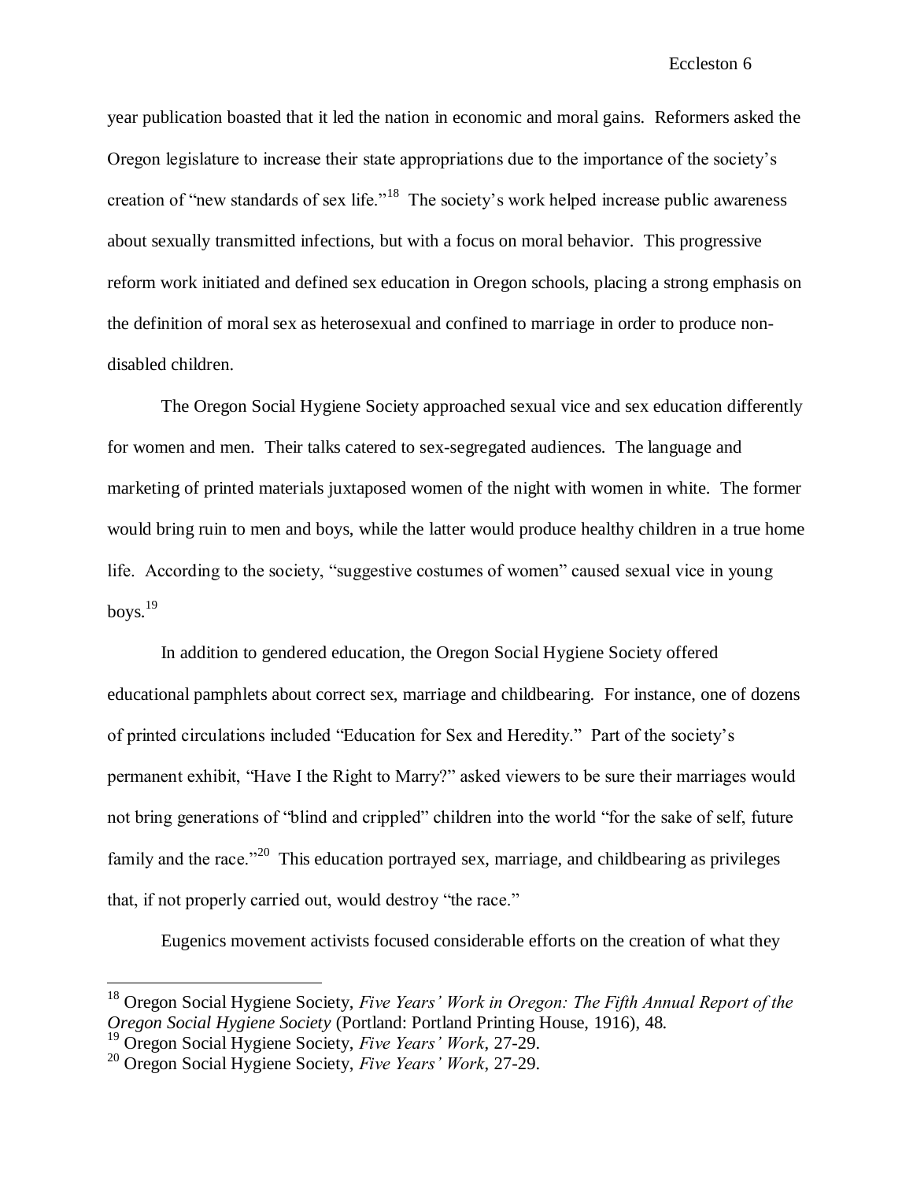year publication boasted that it led the nation in economic and moral gains. Reformers asked the Oregon legislature to increase their state appropriations due to the importance of the society's creation of "new standards of sex life."[18] The society's work helped increase public awareness about sexually transmitted infections, but with a focus on moral behavior. This progressive reform work initiated and defined sex education in Oregon schools, placing a strong emphasis on the definition of moral sex as heterosexual and confined to marriage in order to produce non-disabled children.

The Oregon Social Hygiene Society approached sexual vice and sex education differently for women and men. Their talks catered to sex-segregated audiences. The language and marketing of printed materials juxtaposed women of the night with women in white. The former would bring ruin to men and boys, while the latter would produce healthy children in a true home life. According to the society, "suggestive costumes of women" caused sexual vice in young boys.[19]

In addition to gendered education, the Oregon Social Hygiene Society offered educational pamphlets about correct sex, marriage and childbearing. For instance, one of dozens of printed circulations included "Education for Sex and Heredity." Part of the society's permanent exhibit, "Have I the Right to Marry?" asked viewers to be sure their marriages would not bring generations of "blind and crippled" children into the world "for the sake of self, future family and the race."[20] This education portrayed sex, marriage, and childbearing as privileges that, if not properly carried out, would destroy "the race."

Eugenics movement activists focused considerable efforts on the creation of what they

---

[18] Oregon Social Hygiene Society, *Five Years' Work in Oregon: The Fifth Annual Report of the Oregon Social Hygiene Society* (Portland: Portland Printing House, 1916), 48.

[19] Oregon Social Hygiene Society, *Five Years' Work*, 27-29.

[20] Oregon Social Hygiene Society, *Five Years' Work*, 27-29.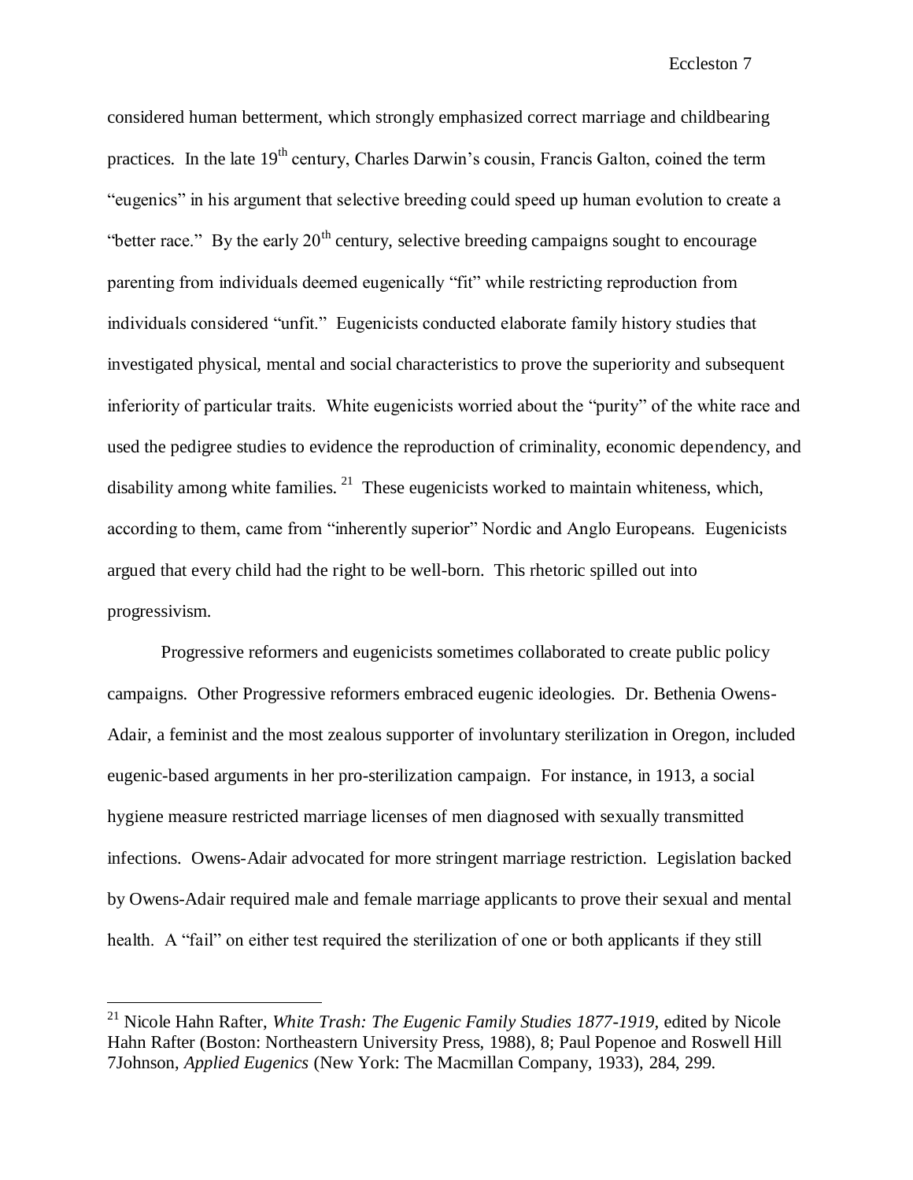considered human betterment, which strongly emphasized correct marriage and childbearing practices. In the late 19th century, Charles Darwin's cousin, Francis Galton, coined the term "eugenics" in his argument that selective breeding could speed up human evolution to create a "better race." By the early 20th century, selective breeding campaigns sought to encourage parenting from individuals deemed eugenically "fit" while restricting reproduction from individuals considered "unfit." Eugenicists conducted elaborate family history studies that investigated physical, mental and social characteristics to prove the superiority and subsequent inferiority of particular traits. White eugenicists worried about the "purity" of the white race and used the pedigree studies to evidence the reproduction of criminality, economic dependency, and disability among white families. [21] These eugenicists worked to maintain whiteness, which, according to them, came from "inherently superior" Nordic and Anglo Europeans. Eugenicists argued that every child had the right to be well-born. This rhetoric spilled out into progressivism.

Progressive reformers and eugenicists sometimes collaborated to create public policy campaigns. Other Progressive reformers embraced eugenic ideologies. Dr. Bethenia Owens-Adair, a feminist and the most zealous supporter of involuntary sterilization in Oregon, included eugenic-based arguments in her pro-sterilization campaign. For instance, in 1913, a social hygiene measure restricted marriage licenses of men diagnosed with sexually transmitted infections. Owens-Adair advocated for more stringent marriage restriction. Legislation backed by Owens-Adair required male and female marriage applicants to prove their sexual and mental health. A "fail" on either test required the sterilization of one or both applicants if they still

---

[21] Nicole Hahn Rafter, *White Trash: The Eugenic Family Studies 1877-1919,* edited by Nicole Hahn Rafter (Boston: Northeastern University Press, 1988), 8; Paul Popenoe and Roswell Hill 7Johnson, *Applied Eugenics* (New York: The Macmillan Company, 1933), 284, 299.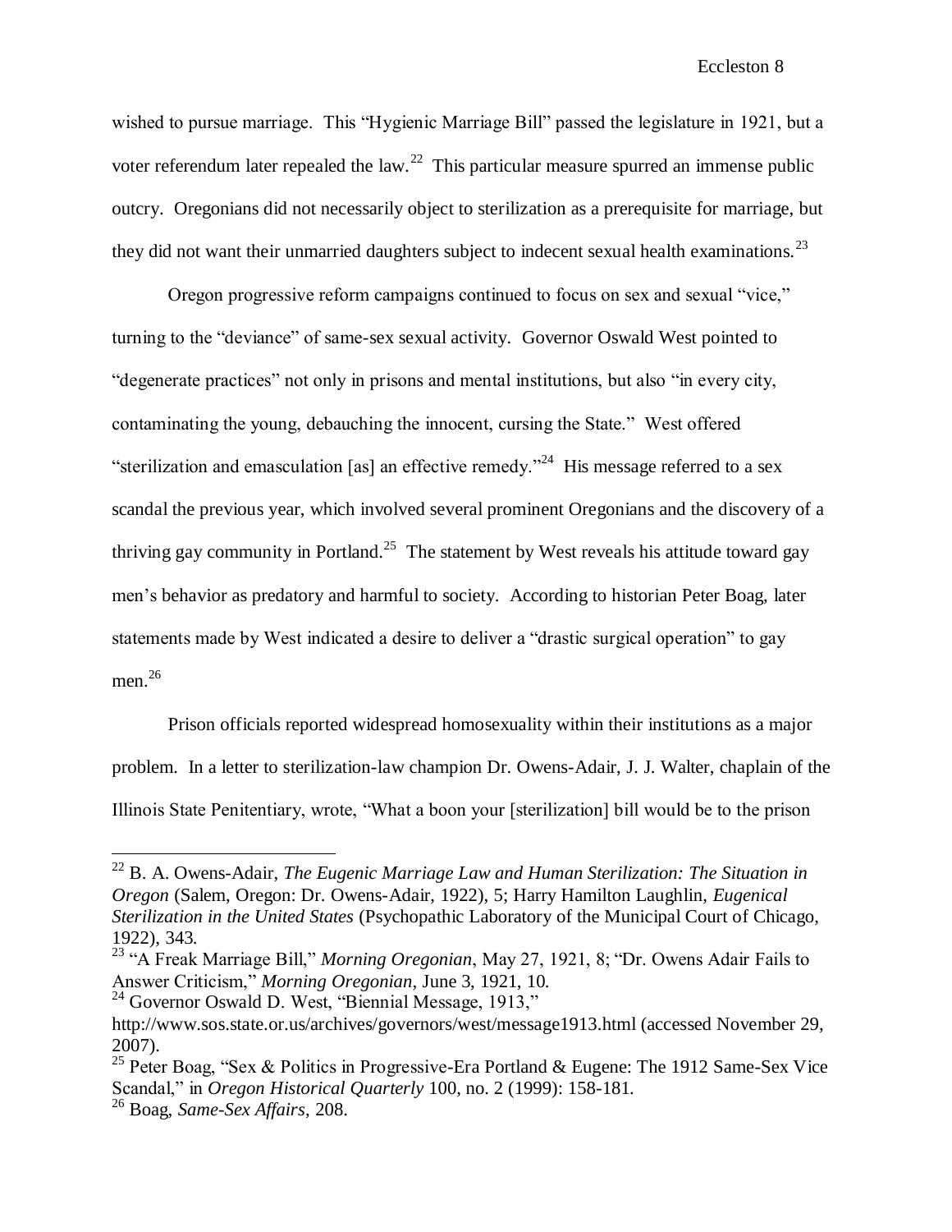wished to pursue marriage. This "Hygienic Marriage Bill" passed the legislature in 1921, but a voter referendum later repealed the law.[22] This particular measure spurred an immense public outcry. Oregonians did not necessarily object to sterilization as a prerequisite for marriage, but they did not want their unmarried daughters subject to indecent sexual health examinations.[23]

Oregon progressive reform campaigns continued to focus on sex and sexual "vice," turning to the "deviance" of same-sex sexual activity. Governor Oswald West pointed to "degenerate practices" not only in prisons and mental institutions, but also "in every city, contaminating the young, debauching the innocent, cursing the State." West offered "sterilization and emasculation [as] an effective remedy."[24] His message referred to a sex scandal the previous year, which involved several prominent Oregonians and the discovery of a thriving gay community in Portland.[25] The statement by West reveals his attitude toward gay men's behavior as predatory and harmful to society. According to historian Peter Boag, later statements made by West indicated a desire to deliver a "drastic surgical operation" to gay men.[26]

Prison officials reported widespread homosexuality within their institutions as a major problem. In a letter to sterilization-law champion Dr. Owens-Adair, J. J. Walter, chaplain of the Illinois State Penitentiary, wrote, "What a boon your [sterilization] bill would be to the prison

---

[22] B. A. Owens-Adair, *The Eugenic Marriage Law and Human Sterilization: The Situation in Oregon* (Salem, Oregon: Dr. Owens-Adair, 1922), 5; Harry Hamilton Laughlin, *Eugenical Sterilization in the United States* (Psychopathic Laboratory of the Municipal Court of Chicago, 1922), 343.

[23] "A Freak Marriage Bill," *Morning Oregonian*, May 27, 1921, 8; "Dr. Owens Adair Fails to Answer Criticism," *Morning Oregonian*, June 3, 1921, 10.

[24] Governor Oswald D. West, "Biennial Message, 1913," http://www.sos.state.or.us/archives/governors/west/message1913.html (accessed November 29, 2007).

[25] Peter Boag, "Sex & Politics in Progressive-Era Portland & Eugene: The 1912 Same-Sex Vice Scandal," in *Oregon Historical Quarterly* 100, no. 2 (1999): 158-181.

[26] Boag, *Same-Sex Affairs*, 208.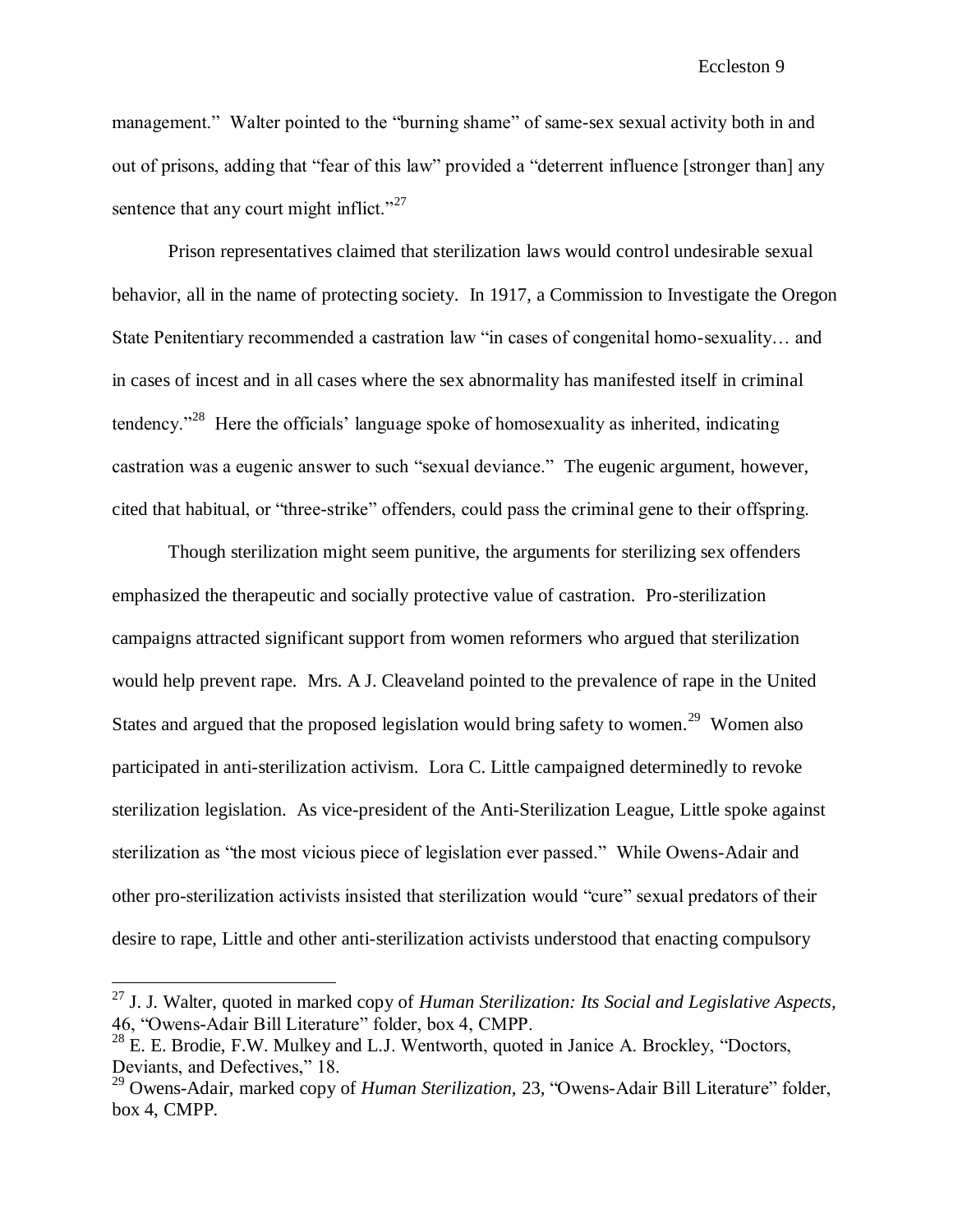management." Walter pointed to the "burning shame" of same-sex sexual activity both in and out of prisons, adding that "fear of this law" provided a "deterrent influence [stronger than] any sentence that any court might inflict."[27]

Prison representatives claimed that sterilization laws would control undesirable sexual behavior, all in the name of protecting society. In 1917, a Commission to Investigate the Oregon State Penitentiary recommended a castration law "in cases of congenital homo-sexuality… and in cases of incest and in all cases where the sex abnormality has manifested itself in criminal tendency."[28] Here the officials' language spoke of homosexuality as inherited, indicating castration was a eugenic answer to such "sexual deviance." The eugenic argument, however, cited that habitual, or "three-strike" offenders, could pass the criminal gene to their offspring.

Though sterilization might seem punitive, the arguments for sterilizing sex offenders emphasized the therapeutic and socially protective value of castration. Pro-sterilization campaigns attracted significant support from women reformers who argued that sterilization would help prevent rape. Mrs. A J. Cleaveland pointed to the prevalence of rape in the United States and argued that the proposed legislation would bring safety to women.[29] Women also participated in anti-sterilization activism. Lora C. Little campaigned determinedly to revoke sterilization legislation. As vice-president of the Anti-Sterilization League, Little spoke against sterilization as "the most vicious piece of legislation ever passed." While Owens-Adair and other pro-sterilization activists insisted that sterilization would "cure" sexual predators of their desire to rape, Little and other anti-sterilization activists understood that enacting compulsory

---

[27] J. J. Walter, quoted in marked copy of *Human Sterilization: Its Social and Legislative Aspects,* 46, "Owens-Adair Bill Literature" folder, box 4, CMPP.

[28] E. E. Brodie, F.W. Mulkey and L.J. Wentworth, quoted in Janice A. Brockley, "Doctors, Deviants, and Defectives," 18.

[29] Owens-Adair, marked copy of *Human Sterilization,* 23, "Owens-Adair Bill Literature" folder, box 4, CMPP.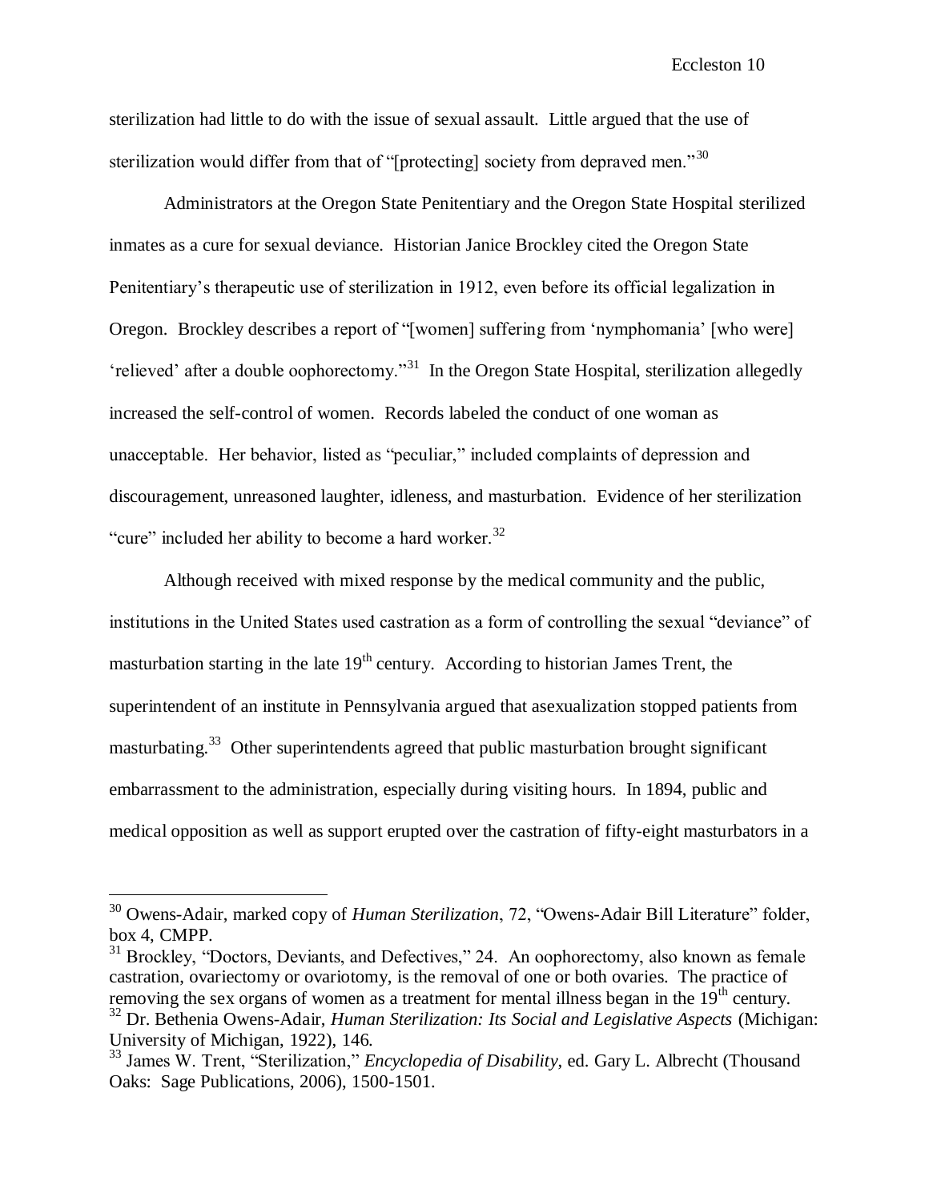sterilization had little to do with the issue of sexual assault. Little argued that the use of sterilization would differ from that of "[protecting] society from depraved men."[30]

Administrators at the Oregon State Penitentiary and the Oregon State Hospital sterilized inmates as a cure for sexual deviance. Historian Janice Brockley cited the Oregon State Penitentiary's therapeutic use of sterilization in 1912, even before its official legalization in Oregon. Brockley describes a report of "[women] suffering from 'nymphomania' [who were] 'relieved' after a double oophorectomy."[31] In the Oregon State Hospital, sterilization allegedly increased the self-control of women. Records labeled the conduct of one woman as unacceptable. Her behavior, listed as "peculiar," included complaints of depression and discouragement, unreasoned laughter, idleness, and masturbation. Evidence of her sterilization "cure" included her ability to become a hard worker.[32]

Although received with mixed response by the medical community and the public, institutions in the United States used castration as a form of controlling the sexual "deviance" of masturbation starting in the late 19th century. According to historian James Trent, the superintendent of an institute in Pennsylvania argued that asexualization stopped patients from masturbating.[33] Other superintendents agreed that public masturbation brought significant embarrassment to the administration, especially during visiting hours. In 1894, public and medical opposition as well as support erupted over the castration of fifty-eight masturbators in a

---

[30] Owens-Adair, marked copy of *Human Sterilization*, 72, "Owens-Adair Bill Literature" folder, box 4, CMPP.

[31] Brockley, "Doctors, Deviants, and Defectives," 24. An oophorectomy, also known as female castration, ovariectomy or ovariotomy, is the removal of one or both ovaries. The practice of removing the sex organs of women as a treatment for mental illness began in the 19th century.

[32] Dr. Bethenia Owens-Adair, *Human Sterilization: Its Social and Legislative Aspects* (Michigan: University of Michigan, 1922), 146.

[33] James W. Trent, "Sterilization," *Encyclopedia of Disability*, ed. Gary L. Albrecht (Thousand Oaks: Sage Publications, 2006), 1500-1501.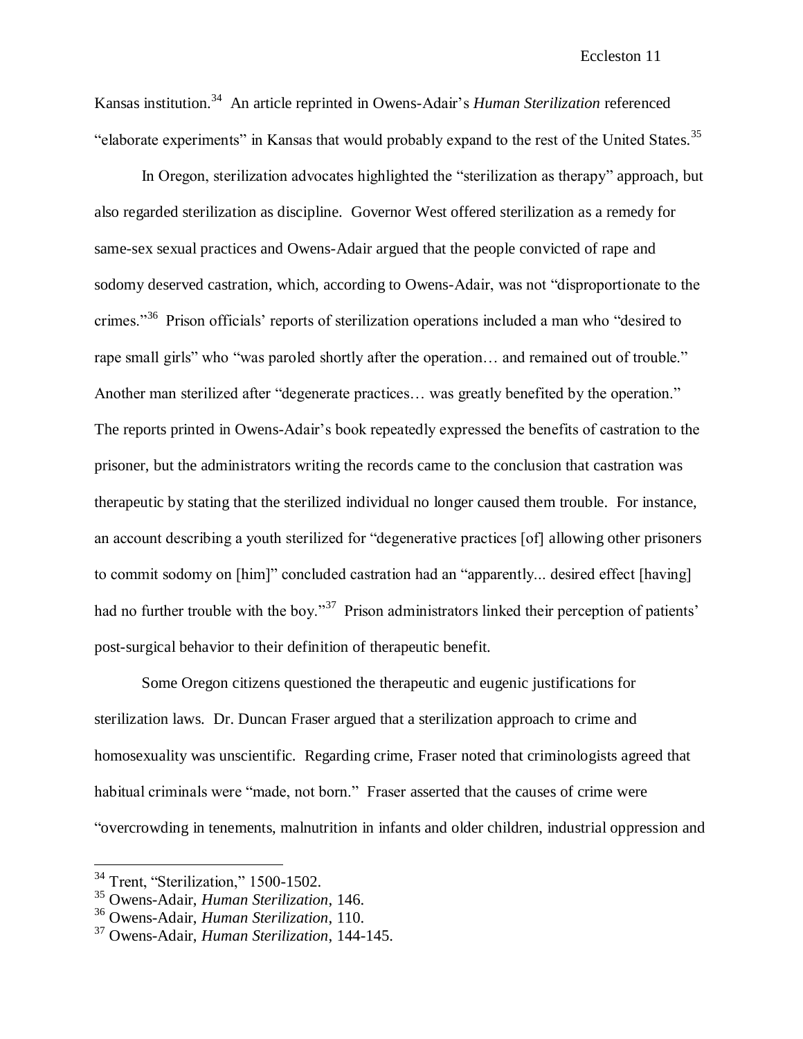Kansas institution.[34] An article reprinted in Owens-Adair's *Human Sterilization* referenced "elaborate experiments" in Kansas that would probably expand to the rest of the United States.[35]

In Oregon, sterilization advocates highlighted the "sterilization as therapy" approach, but also regarded sterilization as discipline. Governor West offered sterilization as a remedy for same-sex sexual practices and Owens-Adair argued that the people convicted of rape and sodomy deserved castration, which, according to Owens-Adair, was not "disproportionate to the crimes."[36] Prison officials' reports of sterilization operations included a man who "desired to rape small girls" who "was paroled shortly after the operation… and remained out of trouble." Another man sterilized after "degenerate practices… was greatly benefited by the operation." The reports printed in Owens-Adair's book repeatedly expressed the benefits of castration to the prisoner, but the administrators writing the records came to the conclusion that castration was therapeutic by stating that the sterilized individual no longer caused them trouble. For instance, an account describing a youth sterilized for "degenerative practices [of] allowing other prisoners to commit sodomy on [him]" concluded castration had an "apparently... desired effect [having] had no further trouble with the boy."[37] Prison administrators linked their perception of patients' post-surgical behavior to their definition of therapeutic benefit.

Some Oregon citizens questioned the therapeutic and eugenic justifications for sterilization laws. Dr. Duncan Fraser argued that a sterilization approach to crime and homosexuality was unscientific. Regarding crime, Fraser noted that criminologists agreed that habitual criminals were "made, not born." Fraser asserted that the causes of crime were "overcrowding in tenements, malnutrition in infants and older children, industrial oppression and

---

[34] Trent, "Sterilization," 1500-1502.
[35] Owens-Adair, *Human Sterilization*, 146.
[36] Owens-Adair, *Human Sterilization*, 110.
[37] Owens-Adair, *Human Sterilization*, 144-145.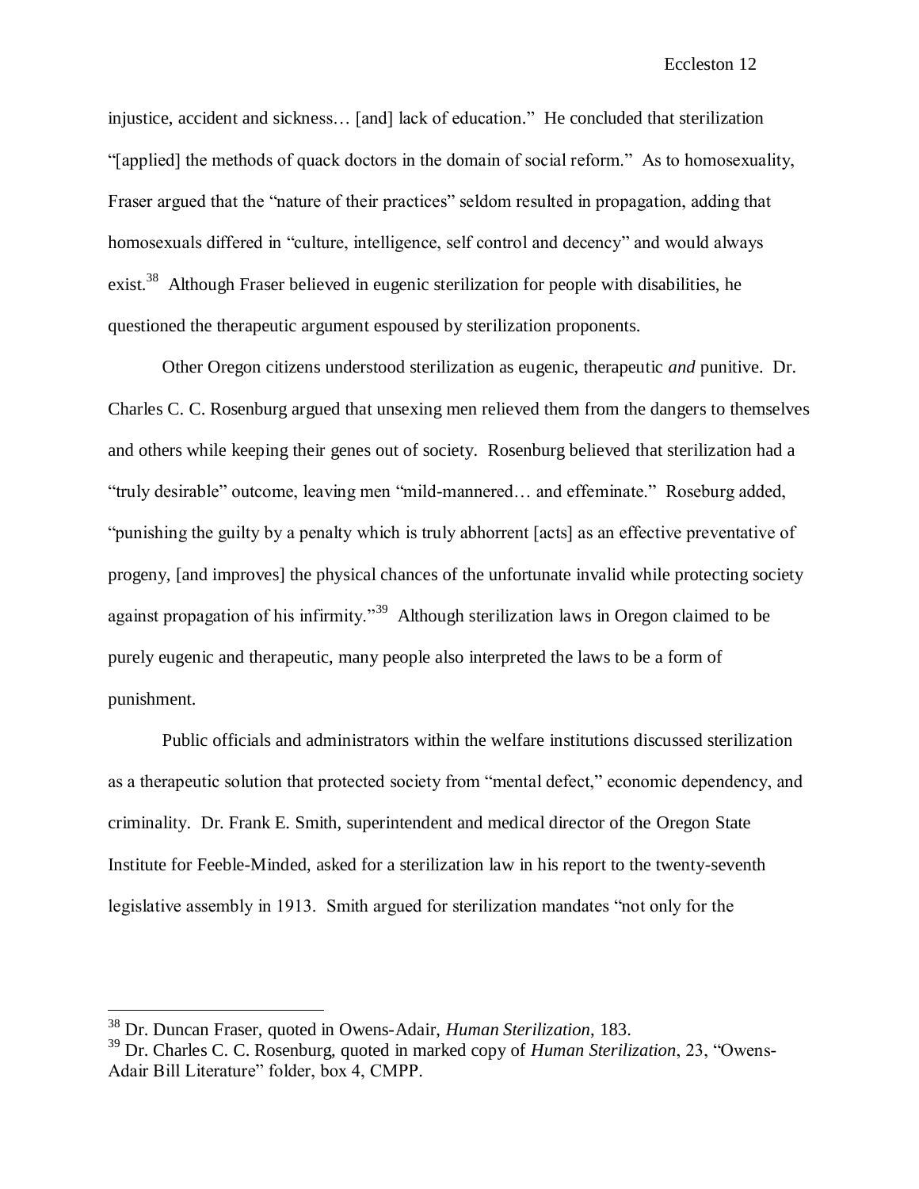injustice, accident and sickness… [and] lack of education." He concluded that sterilization "[applied] the methods of quack doctors in the domain of social reform." As to homosexuality, Fraser argued that the "nature of their practices" seldom resulted in propagation, adding that homosexuals differed in "culture, intelligence, self control and decency" and would always exist.[38] Although Fraser believed in eugenic sterilization for people with disabilities, he questioned the therapeutic argument espoused by sterilization proponents.

Other Oregon citizens understood sterilization as eugenic, therapeutic *and* punitive. Dr. Charles C. C. Rosenburg argued that unsexing men relieved them from the dangers to themselves and others while keeping their genes out of society. Rosenburg believed that sterilization had a "truly desirable" outcome, leaving men "mild-mannered… and effeminate." Roseburg added, "punishing the guilty by a penalty which is truly abhorrent [acts] as an effective preventative of progeny, [and improves] the physical chances of the unfortunate invalid while protecting society against propagation of his infirmity."[39] Although sterilization laws in Oregon claimed to be purely eugenic and therapeutic, many people also interpreted the laws to be a form of punishment.

Public officials and administrators within the welfare institutions discussed sterilization as a therapeutic solution that protected society from "mental defect," economic dependency, and criminality. Dr. Frank E. Smith, superintendent and medical director of the Oregon State Institute for Feeble-Minded, asked for a sterilization law in his report to the twenty-seventh legislative assembly in 1913. Smith argued for sterilization mandates "not only for the

---

[38] Dr. Duncan Fraser, quoted in Owens-Adair, *Human Sterilization*, 183.

[39] Dr. Charles C. C. Rosenburg, quoted in marked copy of *Human Sterilization*, 23, "Owens-Adair Bill Literature" folder, box 4, CMPP.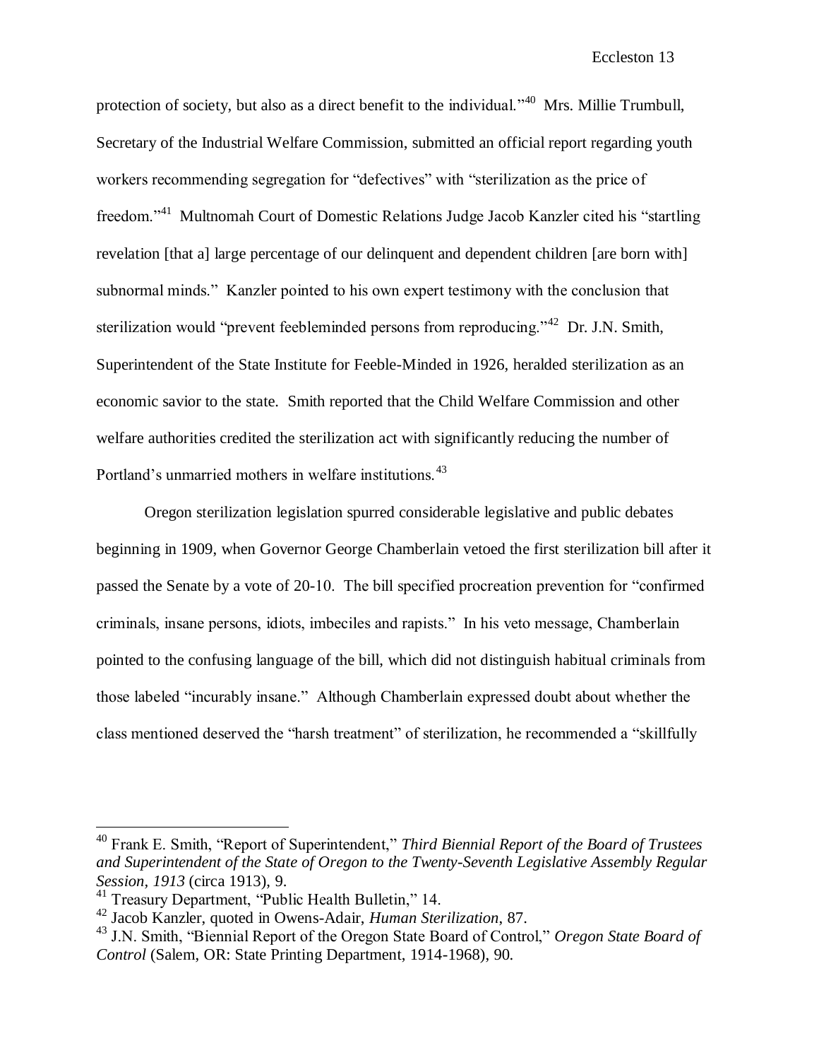protection of society, but also as a direct benefit to the individual."[40] Mrs. Millie Trumbull, Secretary of the Industrial Welfare Commission, submitted an official report regarding youth workers recommending segregation for "defectives" with "sterilization as the price of freedom."[41] Multnomah Court of Domestic Relations Judge Jacob Kanzler cited his "startling revelation [that a] large percentage of our delinquent and dependent children [are born with] subnormal minds." Kanzler pointed to his own expert testimony with the conclusion that sterilization would "prevent feebleminded persons from reproducing."[42] Dr. J.N. Smith, Superintendent of the State Institute for Feeble-Minded in 1926, heralded sterilization as an economic savior to the state. Smith reported that the Child Welfare Commission and other welfare authorities credited the sterilization act with significantly reducing the number of Portland's unmarried mothers in welfare institutions.[43]

Oregon sterilization legislation spurred considerable legislative and public debates beginning in 1909, when Governor George Chamberlain vetoed the first sterilization bill after it passed the Senate by a vote of 20-10. The bill specified procreation prevention for "confirmed criminals, insane persons, idiots, imbeciles and rapists." In his veto message, Chamberlain pointed to the confusing language of the bill, which did not distinguish habitual criminals from those labeled "incurably insane." Although Chamberlain expressed doubt about whether the class mentioned deserved the "harsh treatment" of sterilization, he recommended a "skillfully

---

[40] Frank E. Smith, "Report of Superintendent," *Third Biennial Report of the Board of Trustees and Superintendent of the State of Oregon to the Twenty-Seventh Legislative Assembly Regular Session, 1913* (circa 1913), 9.

[41] Treasury Department, "Public Health Bulletin," 14.

[42] Jacob Kanzler, quoted in Owens-Adair, *Human Sterilization*, 87.

[43] J.N. Smith, "Biennial Report of the Oregon State Board of Control," *Oregon State Board of Control* (Salem, OR: State Printing Department, 1914-1968), 90.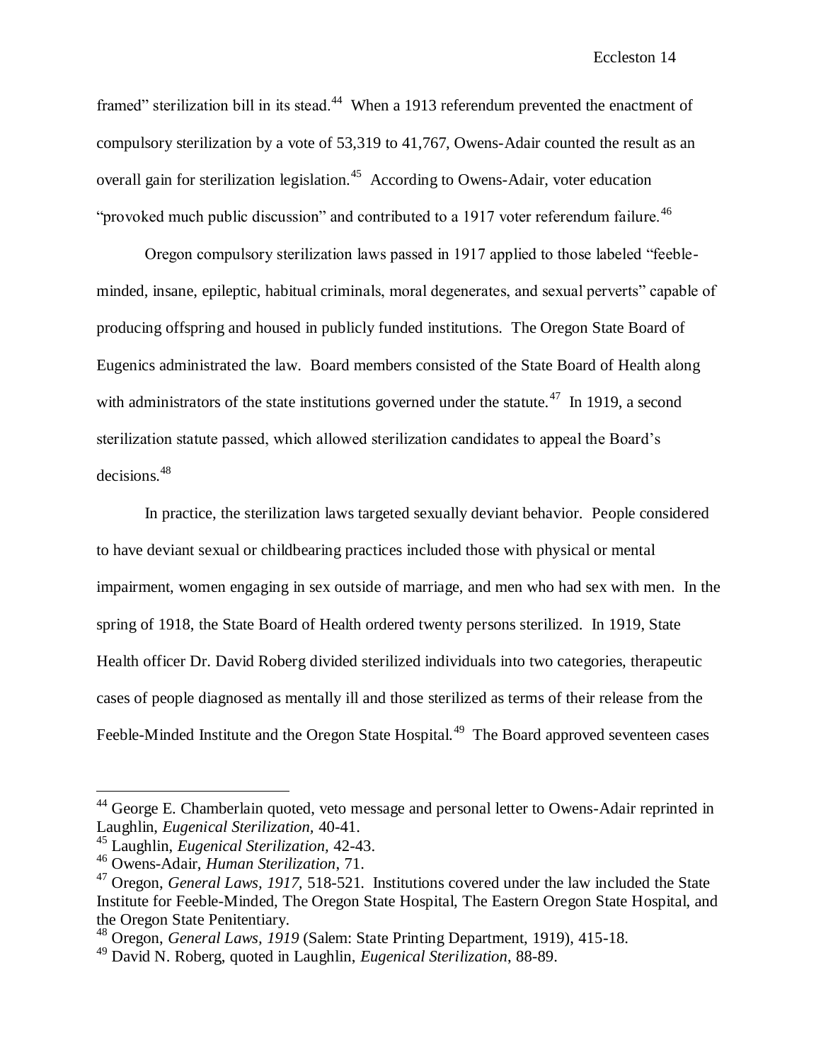framed" sterilization bill in its stead.[44] When a 1913 referendum prevented the enactment of compulsory sterilization by a vote of 53,319 to 41,767, Owens-Adair counted the result as an overall gain for sterilization legislation.[45] According to Owens-Adair, voter education "provoked much public discussion" and contributed to a 1917 voter referendum failure.[46]

Oregon compulsory sterilization laws passed in 1917 applied to those labeled "feeble-minded, insane, epileptic, habitual criminals, moral degenerates, and sexual perverts" capable of producing offspring and housed in publicly funded institutions. The Oregon State Board of Eugenics administrated the law. Board members consisted of the State Board of Health along with administrators of the state institutions governed under the statute.[47] In 1919, a second sterilization statute passed, which allowed sterilization candidates to appeal the Board's decisions.[48]

In practice, the sterilization laws targeted sexually deviant behavior. People considered to have deviant sexual or childbearing practices included those with physical or mental impairment, women engaging in sex outside of marriage, and men who had sex with men. In the spring of 1918, the State Board of Health ordered twenty persons sterilized. In 1919, State Health officer Dr. David Roberg divided sterilized individuals into two categories, therapeutic cases of people diagnosed as mentally ill and those sterilized as terms of their release from the Feeble-Minded Institute and the Oregon State Hospital.[49] The Board approved seventeen cases

---

[44] George E. Chamberlain quoted, veto message and personal letter to Owens-Adair reprinted in Laughlin, *Eugenical Sterilization,* 40-41.

[45] Laughlin, *Eugenical Sterilization,* 42-43.

[46] Owens-Adair, *Human Sterilization*, 71.

[47] Oregon, *General Laws, 1917*, 518-521. Institutions covered under the law included the State Institute for Feeble-Minded, The Oregon State Hospital, The Eastern Oregon State Hospital, and the Oregon State Penitentiary.

[48] Oregon, *General Laws, 1919* (Salem: State Printing Department, 1919), 415-18.

[49] David N. Roberg, quoted in Laughlin, *Eugenical Sterilization*, 88-89.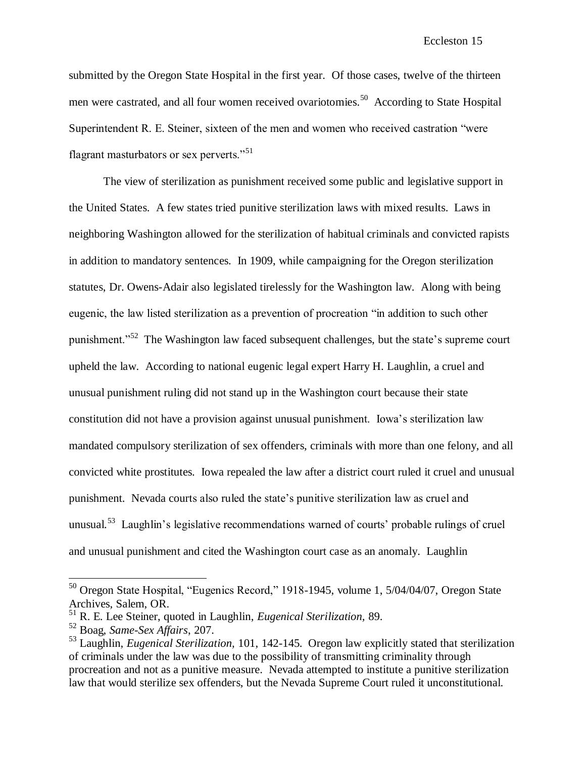submitted by the Oregon State Hospital in the first year. Of those cases, twelve of the thirteen men were castrated, and all four women received ovariotomies.[50] According to State Hospital Superintendent R. E. Steiner, sixteen of the men and women who received castration "were flagrant masturbators or sex perverts."[51]

The view of sterilization as punishment received some public and legislative support in the United States. A few states tried punitive sterilization laws with mixed results. Laws in neighboring Washington allowed for the sterilization of habitual criminals and convicted rapists in addition to mandatory sentences. In 1909, while campaigning for the Oregon sterilization statutes, Dr. Owens-Adair also legislated tirelessly for the Washington law. Along with being eugenic, the law listed sterilization as a prevention of procreation "in addition to such other punishment."[52] The Washington law faced subsequent challenges, but the state's supreme court upheld the law. According to national eugenic legal expert Harry H. Laughlin, a cruel and unusual punishment ruling did not stand up in the Washington court because their state constitution did not have a provision against unusual punishment. Iowa's sterilization law mandated compulsory sterilization of sex offenders, criminals with more than one felony, and all convicted white prostitutes. Iowa repealed the law after a district court ruled it cruel and unusual punishment. Nevada courts also ruled the state's punitive sterilization law as cruel and unusual.[53] Laughlin's legislative recommendations warned of courts' probable rulings of cruel and unusual punishment and cited the Washington court case as an anomaly. Laughlin

---

[50] Oregon State Hospital, "Eugenics Record," 1918-1945, volume 1, 5/04/04/07, Oregon State Archives, Salem, OR.

[51] R. E. Lee Steiner, quoted in Laughlin, *Eugenical Sterilization,* 89.

[52] Boag, *Same-Sex Affairs*, 207.

[53] Laughlin, *Eugenical Sterilization,* 101, 142-145. Oregon law explicitly stated that sterilization of criminals under the law was due to the possibility of transmitting criminality through procreation and not as a punitive measure. Nevada attempted to institute a punitive sterilization law that would sterilize sex offenders, but the Nevada Supreme Court ruled it unconstitutional.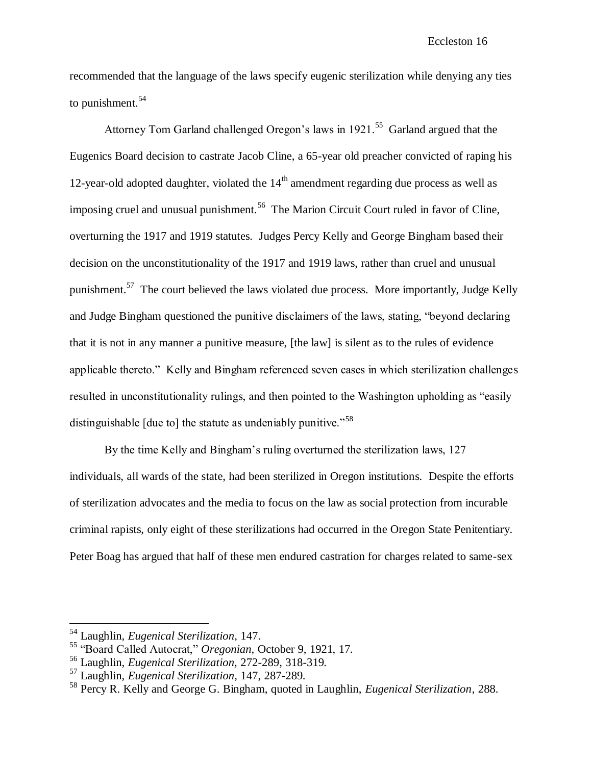recommended that the language of the laws specify eugenic sterilization while denying any ties to punishment.[54]

Attorney Tom Garland challenged Oregon's laws in 1921.[55] Garland argued that the Eugenics Board decision to castrate Jacob Cline, a 65-year old preacher convicted of raping his 12-year-old adopted daughter, violated the 14th amendment regarding due process as well as imposing cruel and unusual punishment.[56] The Marion Circuit Court ruled in favor of Cline, overturning the 1917 and 1919 statutes. Judges Percy Kelly and George Bingham based their decision on the unconstitutionality of the 1917 and 1919 laws, rather than cruel and unusual punishment.[57] The court believed the laws violated due process. More importantly, Judge Kelly and Judge Bingham questioned the punitive disclaimers of the laws, stating, "beyond declaring that it is not in any manner a punitive measure, [the law] is silent as to the rules of evidence applicable thereto." Kelly and Bingham referenced seven cases in which sterilization challenges resulted in unconstitutionality rulings, and then pointed to the Washington upholding as "easily distinguishable [due to] the statute as undeniably punitive."[58]

By the time Kelly and Bingham's ruling overturned the sterilization laws, 127 individuals, all wards of the state, had been sterilized in Oregon institutions. Despite the efforts of sterilization advocates and the media to focus on the law as social protection from incurable criminal rapists, only eight of these sterilizations had occurred in the Oregon State Penitentiary. Peter Boag has argued that half of these men endured castration for charges related to same-sex

---

[54] Laughlin, *Eugenical Sterilization*, 147.

[55] "Board Called Autocrat," *Oregonian*, October 9, 1921, 17.

[56] Laughlin, *Eugenical Sterilization*, 272-289, 318-319.

[57] Laughlin, *Eugenical Sterilization*, 147, 287-289.

[58] Percy R. Kelly and George G. Bingham, quoted in Laughlin, *Eugenical Sterilization*, 288.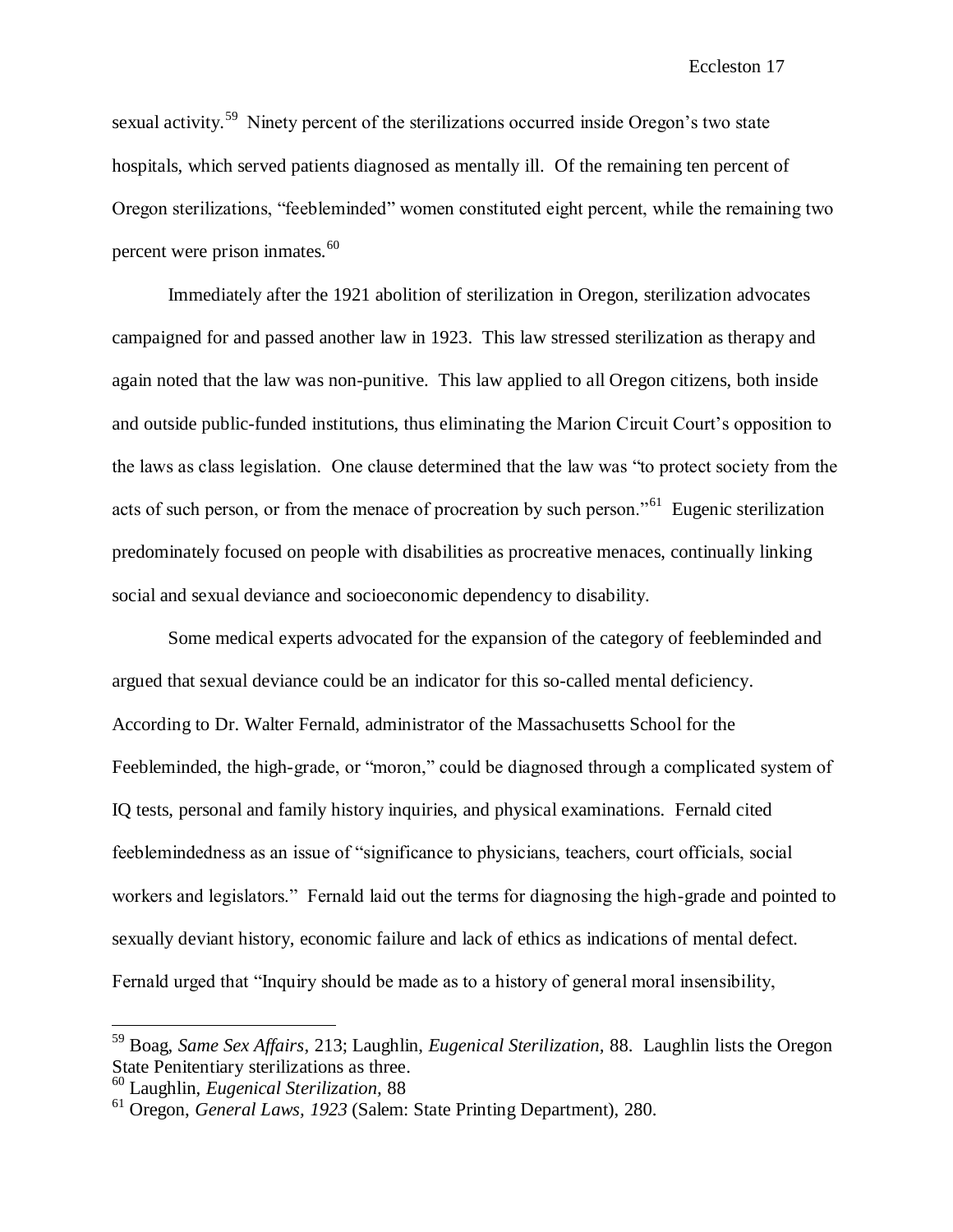sexual activity.[59] Ninety percent of the sterilizations occurred inside Oregon's two state hospitals, which served patients diagnosed as mentally ill. Of the remaining ten percent of Oregon sterilizations, "feebleminded" women constituted eight percent, while the remaining two percent were prison inmates.[60]

Immediately after the 1921 abolition of sterilization in Oregon, sterilization advocates campaigned for and passed another law in 1923. This law stressed sterilization as therapy and again noted that the law was non-punitive. This law applied to all Oregon citizens, both inside and outside public-funded institutions, thus eliminating the Marion Circuit Court's opposition to the laws as class legislation. One clause determined that the law was "to protect society from the acts of such person, or from the menace of procreation by such person."[61] Eugenic sterilization predominately focused on people with disabilities as procreative menaces, continually linking social and sexual deviance and socioeconomic dependency to disability.

Some medical experts advocated for the expansion of the category of feebleminded and argued that sexual deviance could be an indicator for this so-called mental deficiency. According to Dr. Walter Fernald, administrator of the Massachusetts School for the Feebleminded, the high-grade, or "moron," could be diagnosed through a complicated system of IQ tests, personal and family history inquiries, and physical examinations. Fernald cited feeblemindedness as an issue of "significance to physicians, teachers, court officials, social workers and legislators." Fernald laid out the terms for diagnosing the high-grade and pointed to sexually deviant history, economic failure and lack of ethics as indications of mental defect. Fernald urged that "Inquiry should be made as to a history of general moral insensibility,

---

[59] Boag, *Same Sex Affairs*, 213; Laughlin, *Eugenical Sterilization*, 88. Laughlin lists the Oregon State Penitentiary sterilizations as three.

[60] Laughlin, *Eugenical Sterilization*, 88

[61] Oregon, *General Laws, 1923* (Salem: State Printing Department), 280.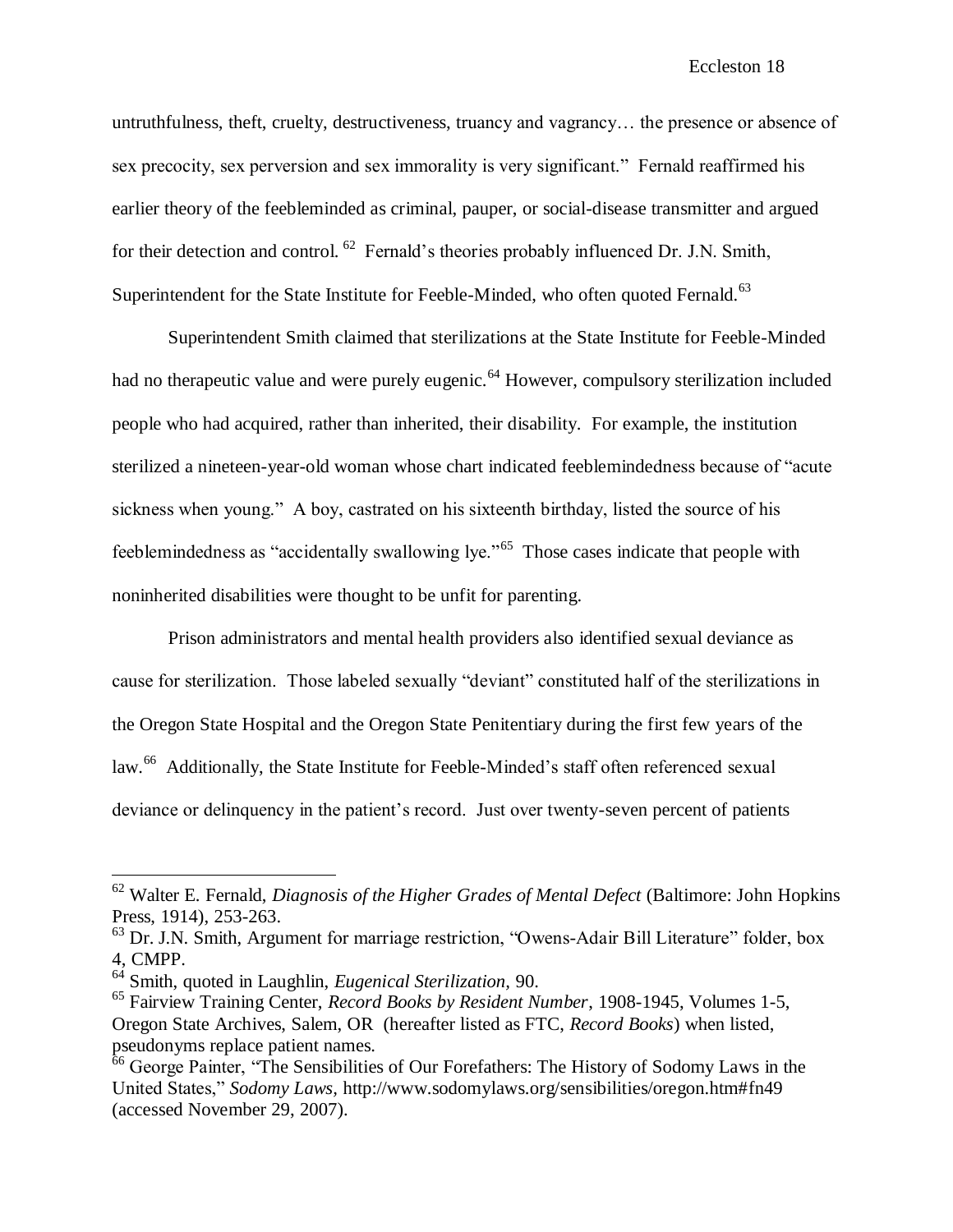untruthfulness, theft, cruelty, destructiveness, truancy and vagrancy… the presence or absence of sex precocity, sex perversion and sex immorality is very significant." Fernald reaffirmed his earlier theory of the feebleminded as criminal, pauper, or social-disease transmitter and argued for their detection and control.[62] Fernald's theories probably influenced Dr. J.N. Smith, Superintendent for the State Institute for Feeble-Minded, who often quoted Fernald.[63]

Superintendent Smith claimed that sterilizations at the State Institute for Feeble-Minded had no therapeutic value and were purely eugenic.[64] However, compulsory sterilization included people who had acquired, rather than inherited, their disability. For example, the institution sterilized a nineteen-year-old woman whose chart indicated feeblemindedness because of "acute sickness when young." A boy, castrated on his sixteenth birthday, listed the source of his feeblemindedness as "accidentally swallowing lye."[65] Those cases indicate that people with noninherited disabilities were thought to be unfit for parenting.

Prison administrators and mental health providers also identified sexual deviance as cause for sterilization. Those labeled sexually "deviant" constituted half of the sterilizations in the Oregon State Hospital and the Oregon State Penitentiary during the first few years of the law.[66] Additionally, the State Institute for Feeble-Minded's staff often referenced sexual deviance or delinquency in the patient's record. Just over twenty-seven percent of patients

---

[62] Walter E. Fernald, *Diagnosis of the Higher Grades of Mental Defect* (Baltimore: John Hopkins Press, 1914), 253-263.

[63] Dr. J.N. Smith, Argument for marriage restriction, "Owens-Adair Bill Literature" folder, box 4, CMPP.

[64] Smith, quoted in Laughlin, *Eugenical Sterilization,* 90.

[65] Fairview Training Center, *Record Books by Resident Number*, 1908-1945, Volumes 1-5, Oregon State Archives, Salem, OR (hereafter listed as FTC, *Record Books*) when listed, pseudonyms replace patient names.

[66] George Painter, "The Sensibilities of Our Forefathers: The History of Sodomy Laws in the United States," *Sodomy Laws,* http://www.sodomylaws.org/sensibilities/oregon.htm#fn49 (accessed November 29, 2007).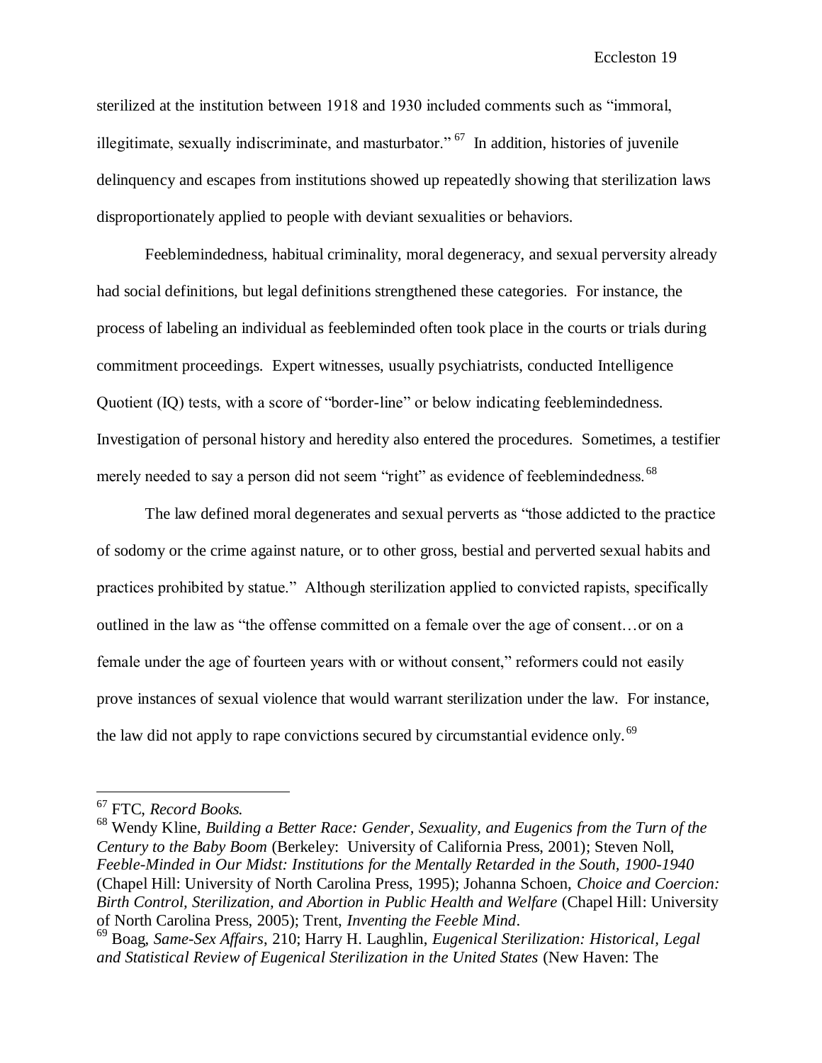sterilized at the institution between 1918 and 1930 included comments such as "immoral, illegitimate, sexually indiscriminate, and masturbator."[67] In addition, histories of juvenile delinquency and escapes from institutions showed up repeatedly showing that sterilization laws disproportionately applied to people with deviant sexualities or behaviors.

Feeblemindedness, habitual criminality, moral degeneracy, and sexual perversity already had social definitions, but legal definitions strengthened these categories. For instance, the process of labeling an individual as feebleminded often took place in the courts or trials during commitment proceedings. Expert witnesses, usually psychiatrists, conducted Intelligence Quotient (IQ) tests, with a score of "border-line" or below indicating feeblemindedness. Investigation of personal history and heredity also entered the procedures. Sometimes, a testifier merely needed to say a person did not seem "right" as evidence of feeblemindedness.[68]

The law defined moral degenerates and sexual perverts as "those addicted to the practice of sodomy or the crime against nature, or to other gross, bestial and perverted sexual habits and practices prohibited by statue." Although sterilization applied to convicted rapists, specifically outlined in the law as "the offense committed on a female over the age of consent…or on a female under the age of fourteen years with or without consent," reformers could not easily prove instances of sexual violence that would warrant sterilization under the law. For instance, the law did not apply to rape convictions secured by circumstantial evidence only.[69]

---

[67] FTC, *Record Books.*

[68] Wendy Kline, *Building a Better Race: Gender, Sexuality, and Eugenics from the Turn of the Century to the Baby Boom* (Berkeley: University of California Press, 2001); Steven Noll, *Feeble-Minded in Our Midst: Institutions for the Mentally Retarded in the South, 1900-1940* (Chapel Hill: University of North Carolina Press, 1995); Johanna Schoen, *Choice and Coercion: Birth Control, Sterilization, and Abortion in Public Health and Welfare* (Chapel Hill: University of North Carolina Press, 2005); Trent, *Inventing the Feeble Mind*.

[69] Boag, *Same-Sex Affairs*, 210; Harry H. Laughlin, *Eugenical Sterilization: Historical, Legal and Statistical Review of Eugenical Sterilization in the United States* (New Haven: The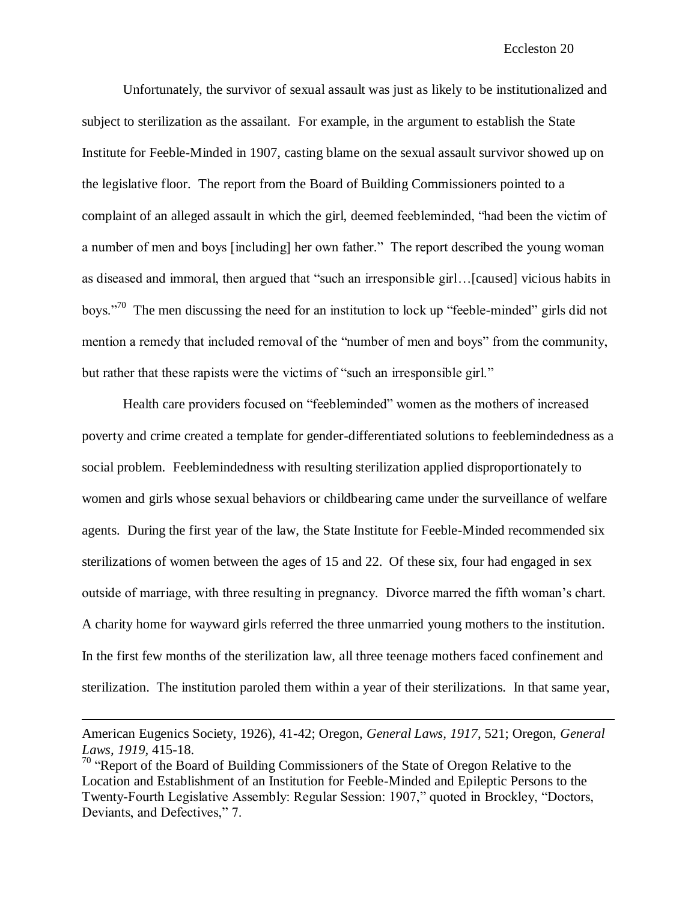Unfortunately, the survivor of sexual assault was just as likely to be institutionalized and subject to sterilization as the assailant. For example, in the argument to establish the State Institute for Feeble-Minded in 1907, casting blame on the sexual assault survivor showed up on the legislative floor. The report from the Board of Building Commissioners pointed to a complaint of an alleged assault in which the girl, deemed feebleminded, "had been the victim of a number of men and boys [including] her own father." The report described the young woman as diseased and immoral, then argued that "such an irresponsible girl…[caused] vicious habits in boys."[70] The men discussing the need for an institution to lock up "feeble-minded" girls did not mention a remedy that included removal of the "number of men and boys" from the community, but rather that these rapists were the victims of "such an irresponsible girl."

Health care providers focused on "feebleminded" women as the mothers of increased poverty and crime created a template for gender-differentiated solutions to feeblemindedness as a social problem. Feeblemindedness with resulting sterilization applied disproportionately to women and girls whose sexual behaviors or childbearing came under the surveillance of welfare agents. During the first year of the law, the State Institute for Feeble-Minded recommended six sterilizations of women between the ages of 15 and 22. Of these six, four had engaged in sex outside of marriage, with three resulting in pregnancy. Divorce marred the fifth woman's chart. A charity home for wayward girls referred the three unmarried young mothers to the institution. In the first few months of the sterilization law, all three teenage mothers faced confinement and sterilization. The institution paroled them within a year of their sterilizations. In that same year,

---

American Eugenics Society, 1926), 41-42; Oregon, *General Laws, 1917*, 521; Oregon, *General Laws, 1919*, 415-18.

[70] "Report of the Board of Building Commissioners of the State of Oregon Relative to the Location and Establishment of an Institution for Feeble-Minded and Epileptic Persons to the Twenty-Fourth Legislative Assembly: Regular Session: 1907," quoted in Brockley, "Doctors, Deviants, and Defectives," 7.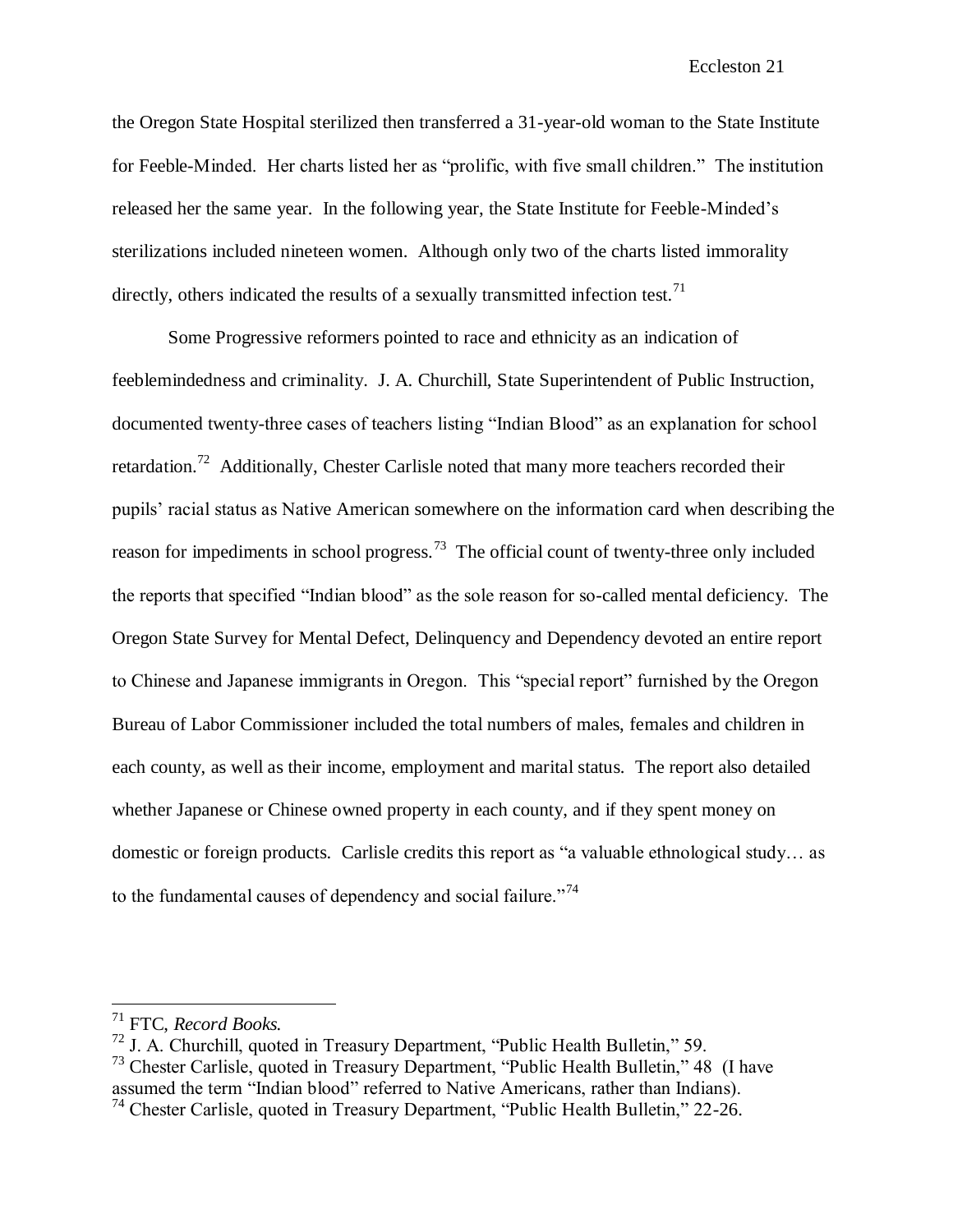the Oregon State Hospital sterilized then transferred a 31-year-old woman to the State Institute for Feeble-Minded. Her charts listed her as "prolific, with five small children." The institution released her the same year. In the following year, the State Institute for Feeble-Minded's sterilizations included nineteen women. Although only two of the charts listed immorality directly, others indicated the results of a sexually transmitted infection test.[71]

Some Progressive reformers pointed to race and ethnicity as an indication of feeblemindedness and criminality. J. A. Churchill, State Superintendent of Public Instruction, documented twenty-three cases of teachers listing "Indian Blood" as an explanation for school retardation.[72] Additionally, Chester Carlisle noted that many more teachers recorded their pupils' racial status as Native American somewhere on the information card when describing the reason for impediments in school progress.[73] The official count of twenty-three only included the reports that specified "Indian blood" as the sole reason for so-called mental deficiency. The Oregon State Survey for Mental Defect, Delinquency and Dependency devoted an entire report to Chinese and Japanese immigrants in Oregon. This "special report" furnished by the Oregon Bureau of Labor Commissioner included the total numbers of males, females and children in each county, as well as their income, employment and marital status. The report also detailed whether Japanese or Chinese owned property in each county, and if they spent money on domestic or foreign products. Carlisle credits this report as "a valuable ethnological study… as to the fundamental causes of dependency and social failure."[74]

---

[71] FTC, *Record Books.*

[72] J. A. Churchill, quoted in Treasury Department, "Public Health Bulletin," 59.

[73] Chester Carlisle, quoted in Treasury Department, "Public Health Bulletin," 48 (I have assumed the term "Indian blood" referred to Native Americans, rather than Indians).

[74] Chester Carlisle, quoted in Treasury Department, "Public Health Bulletin," 22-26.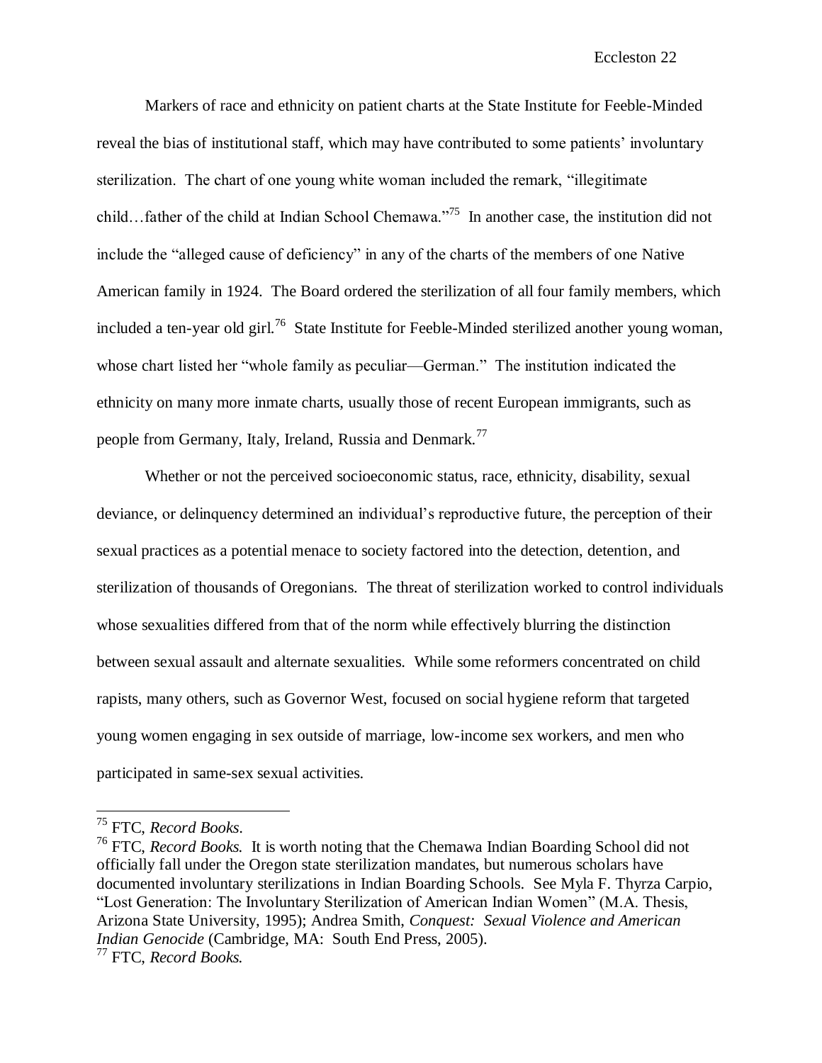Markers of race and ethnicity on patient charts at the State Institute for Feeble-Minded reveal the bias of institutional staff, which may have contributed to some patients' involuntary sterilization. The chart of one young white woman included the remark, "illegitimate child…father of the child at Indian School Chemawa."[75] In another case, the institution did not include the "alleged cause of deficiency" in any of the charts of the members of one Native American family in 1924. The Board ordered the sterilization of all four family members, which included a ten-year old girl.[76] State Institute for Feeble-Minded sterilized another young woman, whose chart listed her "whole family as peculiar—German." The institution indicated the ethnicity on many more inmate charts, usually those of recent European immigrants, such as people from Germany, Italy, Ireland, Russia and Denmark.[77]

Whether or not the perceived socioeconomic status, race, ethnicity, disability, sexual deviance, or delinquency determined an individual's reproductive future, the perception of their sexual practices as a potential menace to society factored into the detection, detention, and sterilization of thousands of Oregonians. The threat of sterilization worked to control individuals whose sexualities differed from that of the norm while effectively blurring the distinction between sexual assault and alternate sexualities. While some reformers concentrated on child rapists, many others, such as Governor West, focused on social hygiene reform that targeted young women engaging in sex outside of marriage, low-income sex workers, and men who participated in same-sex sexual activities.

---

[75] FTC, *Record Books*.

[76] FTC, *Record Books*. It is worth noting that the Chemawa Indian Boarding School did not officially fall under the Oregon state sterilization mandates, but numerous scholars have documented involuntary sterilizations in Indian Boarding Schools. See Myla F. Thyrza Carpio, "Lost Generation: The Involuntary Sterilization of American Indian Women" (M.A. Thesis, Arizona State University, 1995); Andrea Smith, *Conquest: Sexual Violence and American Indian Genocide* (Cambridge, MA: South End Press, 2005).

[77] FTC, *Record Books*.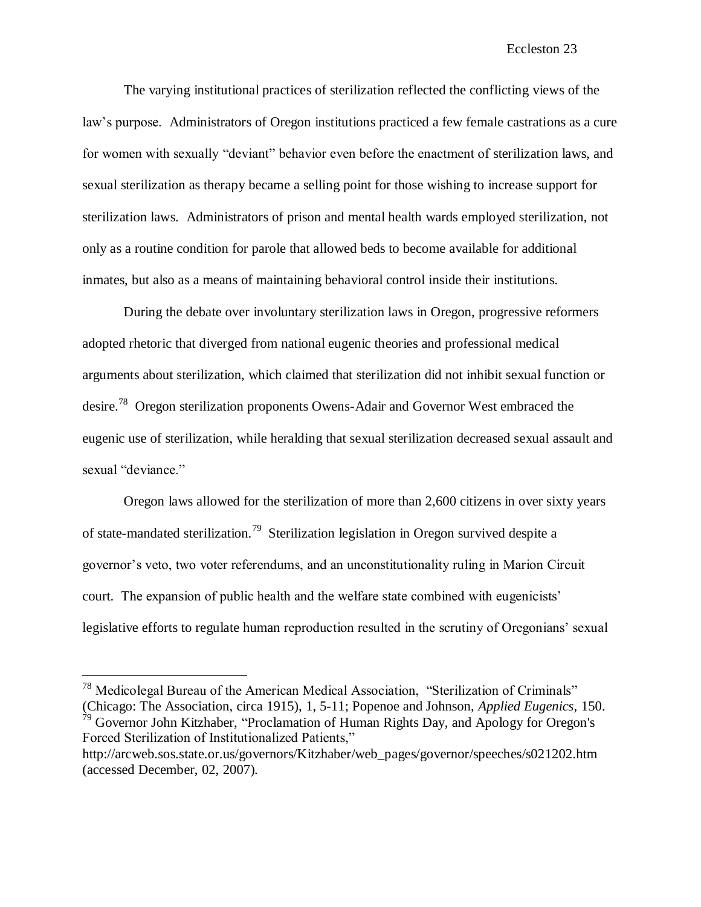The varying institutional practices of sterilization reflected the conflicting views of the law's purpose. Administrators of Oregon institutions practiced a few female castrations as a cure for women with sexually "deviant" behavior even before the enactment of sterilization laws, and sexual sterilization as therapy became a selling point for those wishing to increase support for sterilization laws. Administrators of prison and mental health wards employed sterilization, not only as a routine condition for parole that allowed beds to become available for additional inmates, but also as a means of maintaining behavioral control inside their institutions.

During the debate over involuntary sterilization laws in Oregon, progressive reformers adopted rhetoric that diverged from national eugenic theories and professional medical arguments about sterilization, which claimed that sterilization did not inhibit sexual function or desire.[78] Oregon sterilization proponents Owens-Adair and Governor West embraced the eugenic use of sterilization, while heralding that sexual sterilization decreased sexual assault and sexual "deviance."

Oregon laws allowed for the sterilization of more than 2,600 citizens in over sixty years of state-mandated sterilization.[79] Sterilization legislation in Oregon survived despite a governor's veto, two voter referendums, and an unconstitutionality ruling in Marion Circuit court. The expansion of public health and the welfare state combined with eugenicists' legislative efforts to regulate human reproduction resulted in the scrutiny of Oregonians' sexual

---

[78] Medicolegal Bureau of the American Medical Association, "Sterilization of Criminals" (Chicago: The Association, circa 1915), 1, 5-11; Popenoe and Johnson, *Applied Eugenics*, 150.

[79] Governor John Kitzhaber, "Proclamation of Human Rights Day, and Apology for Oregon's Forced Sterilization of Institutionalized Patients," http://arcweb.sos.state.or.us/governors/Kitzhaber/web_pages/governor/speeches/s021202.htm (accessed December, 02, 2007).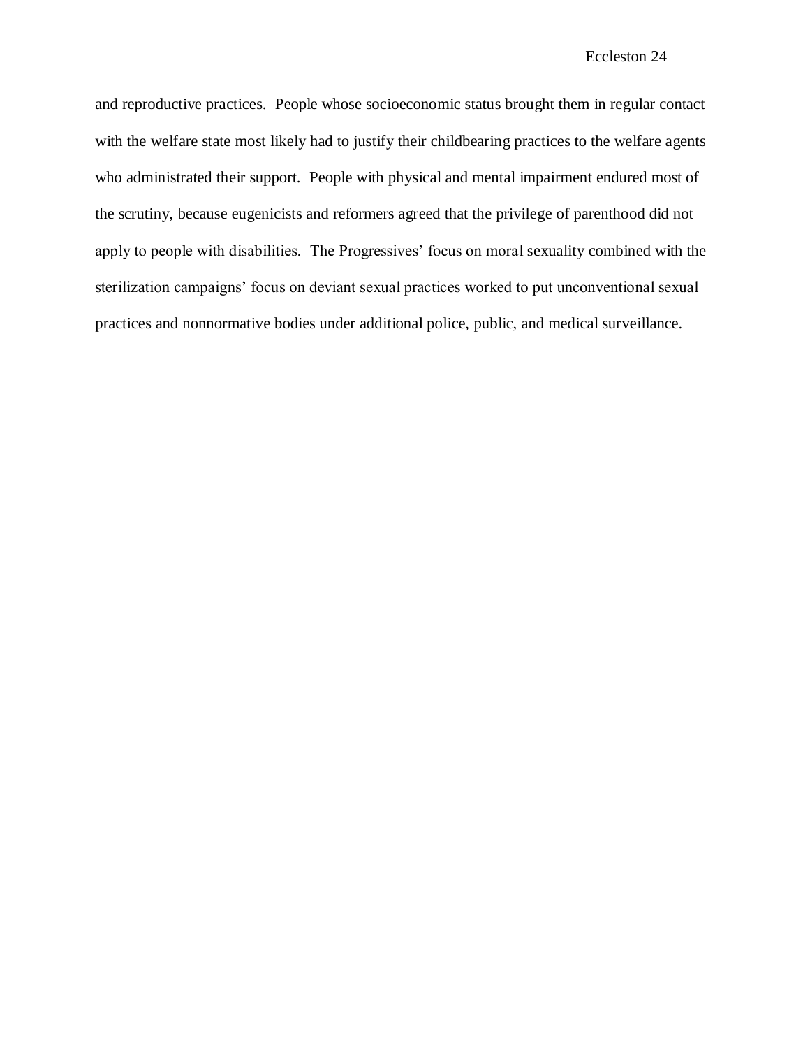and reproductive practices. People whose socioeconomic status brought them in regular contact with the welfare state most likely had to justify their childbearing practices to the welfare agents who administrated their support. People with physical and mental impairment endured most of the scrutiny, because eugenicists and reformers agreed that the privilege of parenthood did not apply to people with disabilities. The Progressives' focus on moral sexuality combined with the sterilization campaigns' focus on deviant sexual practices worked to put unconventional sexual practices and nonnormative bodies under additional police, public, and medical surveillance.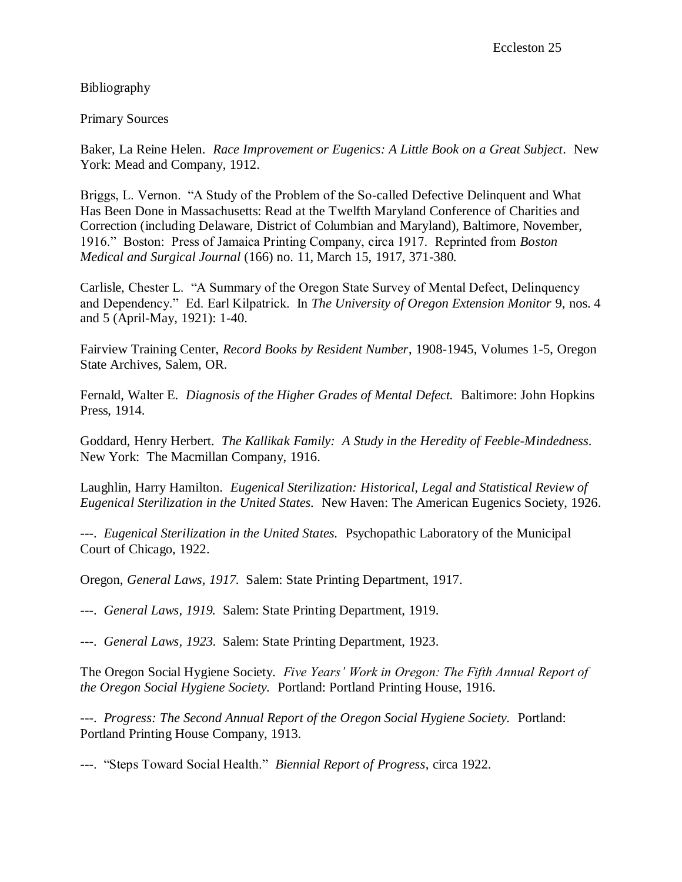## Bibliography

### Primary Sources

Baker, La Reine Helen. *Race Improvement or Eugenics: A Little Book on a Great Subject*. New York: Mead and Company, 1912.

Briggs, L. Vernon. "A Study of the Problem of the So-called Defective Delinquent and What Has Been Done in Massachusetts: Read at the Twelfth Maryland Conference of Charities and Correction (including Delaware, District of Columbian and Maryland), Baltimore, November, 1916." Boston: Press of Jamaica Printing Company, circa 1917. Reprinted from *Boston Medical and Surgical Journal* (166) no. 11, March 15, 1917, 371-380.

Carlisle, Chester L. "A Summary of the Oregon State Survey of Mental Defect, Delinquency and Dependency." Ed. Earl Kilpatrick. In *The University of Oregon Extension Monitor* 9, nos. 4 and 5 (April-May, 1921): 1-40.

Fairview Training Center, *Record Books by Resident Number*, 1908-1945, Volumes 1-5, Oregon State Archives, Salem, OR.

Fernald, Walter E. *Diagnosis of the Higher Grades of Mental Defect.* Baltimore: John Hopkins Press, 1914.

Goddard, Henry Herbert. *The Kallikak Family: A Study in the Heredity of Feeble-Mindedness.* New York: The Macmillan Company, 1916.

Laughlin, Harry Hamilton. *Eugenical Sterilization: Historical, Legal and Statistical Review of Eugenical Sterilization in the United States.* New Haven: The American Eugenics Society, 1926.

---. *Eugenical Sterilization in the United States.* Psychopathic Laboratory of the Municipal Court of Chicago, 1922.

Oregon, *General Laws, 1917.* Salem: State Printing Department, 1917.

---. *General Laws, 1919.* Salem: State Printing Department, 1919.

---. *General Laws, 1923.* Salem: State Printing Department, 1923.

The Oregon Social Hygiene Society. *Five Years' Work in Oregon: The Fifth Annual Report of the Oregon Social Hygiene Society.* Portland: Portland Printing House, 1916.

---. *Progress: The Second Annual Report of the Oregon Social Hygiene Society.* Portland: Portland Printing House Company, 1913.

---. "Steps Toward Social Health." *Biennial Report of Progress*, circa 1922.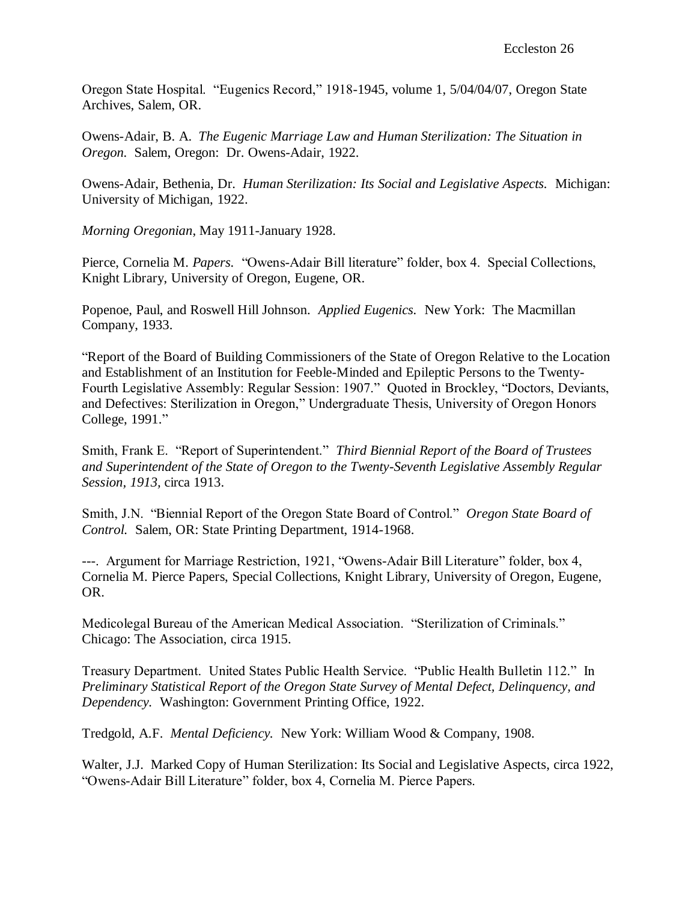Oregon State Hospital. "Eugenics Record," 1918-1945, volume 1, 5/04/04/07, Oregon State Archives, Salem, OR.

Owens-Adair, B. A. *The Eugenic Marriage Law and Human Sterilization: The Situation in Oregon.* Salem, Oregon: Dr. Owens-Adair, 1922.

Owens-Adair, Bethenia, Dr. *Human Sterilization: Its Social and Legislative Aspects.* Michigan: University of Michigan, 1922.

*Morning Oregonian*, May 1911-January 1928.

Pierce, Cornelia M. *Papers.* "Owens-Adair Bill literature" folder, box 4. Special Collections, Knight Library, University of Oregon, Eugene, OR.

Popenoe, Paul, and Roswell Hill Johnson. *Applied Eugenics.* New York: The Macmillan Company, 1933.

"Report of the Board of Building Commissioners of the State of Oregon Relative to the Location and Establishment of an Institution for Feeble-Minded and Epileptic Persons to the Twenty-Fourth Legislative Assembly: Regular Session: 1907." Quoted in Brockley, "Doctors, Deviants, and Defectives: Sterilization in Oregon," Undergraduate Thesis, University of Oregon Honors College, 1991."

Smith, Frank E. "Report of Superintendent." *Third Biennial Report of the Board of Trustees and Superintendent of the State of Oregon to the Twenty-Seventh Legislative Assembly Regular Session, 1913,* circa 1913.

Smith, J.N. "Biennial Report of the Oregon State Board of Control." *Oregon State Board of Control.* Salem, OR: State Printing Department, 1914-1968.

---. Argument for Marriage Restriction, 1921, "Owens-Adair Bill Literature" folder, box 4, Cornelia M. Pierce Papers, Special Collections, Knight Library, University of Oregon, Eugene, OR.

Medicolegal Bureau of the American Medical Association. "Sterilization of Criminals." Chicago: The Association, circa 1915.

Treasury Department. United States Public Health Service. "Public Health Bulletin 112." In *Preliminary Statistical Report of the Oregon State Survey of Mental Defect, Delinquency, and Dependency.* Washington: Government Printing Office, 1922.

Tredgold, A.F. *Mental Deficiency.* New York: William Wood & Company, 1908.

Walter, J.J. Marked Copy of Human Sterilization: Its Social and Legislative Aspects, circa 1922, "Owens-Adair Bill Literature" folder, box 4, Cornelia M. Pierce Papers.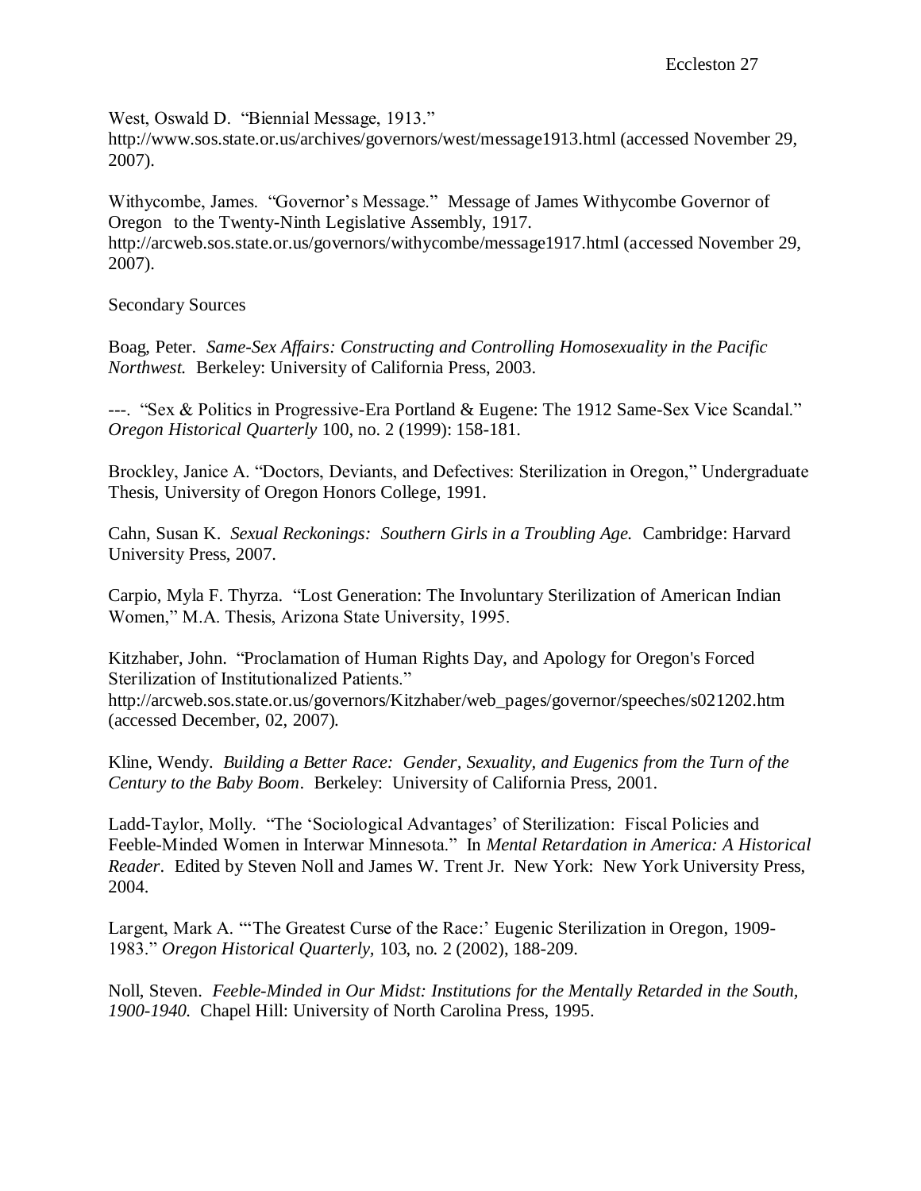West, Oswald D. "Biennial Message, 1913." http://www.sos.state.or.us/archives/governors/west/message1913.html (accessed November 29, 2007).

Withycombe, James. "Governor's Message." Message of James Withycombe Governor of Oregon to the Twenty-Ninth Legislative Assembly, 1917. http://arcweb.sos.state.or.us/governors/withycombe/message1917.html (accessed November 29, 2007).

Secondary Sources

Boag, Peter. *Same-Sex Affairs: Constructing and Controlling Homosexuality in the Pacific Northwest.* Berkeley: University of California Press, 2003.

---. "Sex & Politics in Progressive-Era Portland & Eugene: The 1912 Same-Sex Vice Scandal." *Oregon Historical Quarterly* 100, no. 2 (1999): 158-181.

Brockley, Janice A. "Doctors, Deviants, and Defectives: Sterilization in Oregon," Undergraduate Thesis, University of Oregon Honors College, 1991.

Cahn, Susan K. *Sexual Reckonings: Southern Girls in a Troubling Age.* Cambridge: Harvard University Press, 2007.

Carpio, Myla F. Thyrza. "Lost Generation: The Involuntary Sterilization of American Indian Women," M.A. Thesis, Arizona State University, 1995.

Kitzhaber, John. "Proclamation of Human Rights Day, and Apology for Oregon's Forced Sterilization of Institutionalized Patients." http://arcweb.sos.state.or.us/governors/Kitzhaber/web_pages/governor/speeches/s021202.htm (accessed December, 02, 2007).

Kline, Wendy. *Building a Better Race: Gender, Sexuality, and Eugenics from the Turn of the Century to the Baby Boom*. Berkeley: University of California Press, 2001.

Ladd-Taylor, Molly. "The 'Sociological Advantages' of Sterilization: Fiscal Policies and Feeble-Minded Women in Interwar Minnesota." In *Mental Retardation in America: A Historical Reader*. Edited by Steven Noll and James W. Trent Jr. New York: New York University Press, 2004.

Largent, Mark A. "'The Greatest Curse of the Race:' Eugenic Sterilization in Oregon, 1909-1983." *Oregon Historical Quarterly,* 103, no. 2 (2002), 188-209.

Noll, Steven. *Feeble-Minded in Our Midst: Institutions for the Mentally Retarded in the South, 1900-1940.* Chapel Hill: University of North Carolina Press, 1995.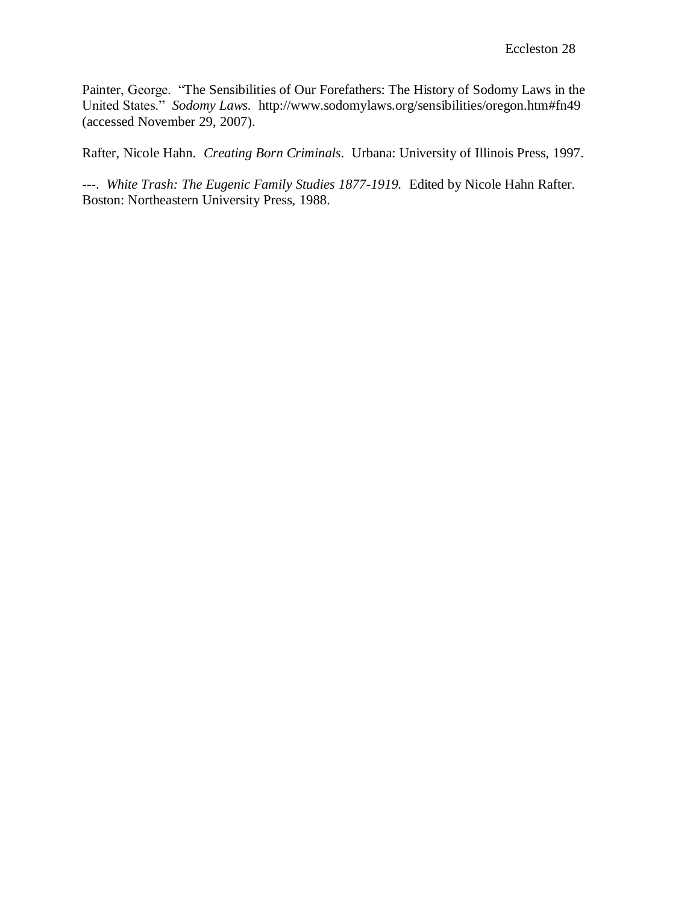Painter, George. "The Sensibilities of Our Forefathers: The History of Sodomy Laws in the United States." *Sodomy Laws.* http://www.sodomylaws.org/sensibilities/oregon.htm#fn49 (accessed November 29, 2007).

Rafter, Nicole Hahn. *Creating Born Criminals.* Urbana: University of Illinois Press, 1997.

---. *White Trash: The Eugenic Family Studies 1877-1919.* Edited by Nicole Hahn Rafter. Boston: Northeastern University Press, 1988.